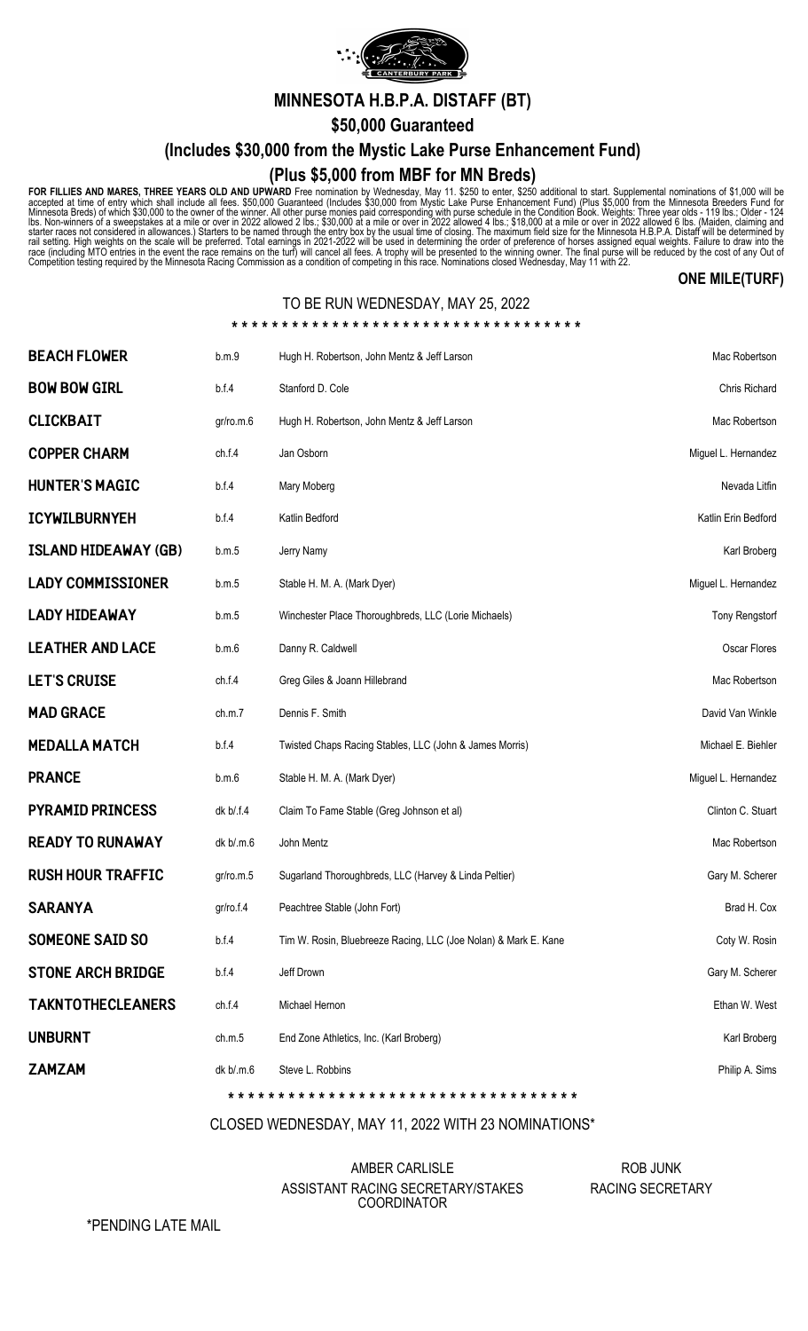# MINNESOTA H.B.P.A. DISTAFF (BT)

## $50,000 Guaranteed

## (Includes $30,000 from the Mystic Lake Purse Enhancement Fund)

## (Plus $5,000 from MBF for MN Breds)

**FOR FILLIES AND MARES, THREE YEARS OLD AND UPWARD** Free nomination by Wednesday, May 11. $250 to enter, $250 additional to start. Supplemental nominations of $1,000 will be accepted at time of entry which shall include all fees. $50,000 Guaranteed (Includes $30,000 from Mystic Lake Purse Enhancement Fund) (Plus $5,000 from the Minnesota Breeders Fund for Minnesota Breds) of which $30,000 to the owner of the winner. All other purse monies paid corresponding with purse schedule in the Condition Book. Weights: Three year olds - 119 lbs.; Older - 124 lbs. Non-winners of a sweepstakes at a mile or over in 2022 allowed 2 lbs.; $30,000 at a mile or over in 2022 allowed 4 lbs.; $18,000 at a mile or over in 2022 allowed 6 lbs. (Maiden, claiming and starter races not considered in allowances.) Starters to be named through the entry box by the usual time of closing. The maximum field size for the Minnesota H.B.P.A. Distaff will be determined by rail setting. High weights on the scale will be preferred. Total earnings in 2021-2022 will be used in determining the order of preference of horses assigned equal weights. Failure to draw into the race (including MTO entries in the event the race remains on the turf) will cancel all fees. A trophy will be presented to the winning owner. The final purse will be reduced by the cost of any Out of Competition testing required by the Minnesota Racing Commission as a condition of competing in this race. Nominations closed Wednesday, May 11 with 22.

**ONE MILE(TURF)**

TO BE RUN WEDNESDAY, MAY 25, 2022

| Horse | | Owner | Trainer |
|---|---|---|---|
| **BEACH FLOWER** | b.m.9 | Hugh H. Robertson, John Mentz & Jeff Larson | Mac Robertson |
| **BOW BOW GIRL** | b.f.4 | Stanford D. Cole | Chris Richard |
| **CLICKBAIT** | gr/ro.m.6 | Hugh H. Robertson, John Mentz & Jeff Larson | Mac Robertson |
| **COPPER CHARM** | ch.f.4 | Jan Osborn | Miguel L. Hernandez |
| **HUNTER'S MAGIC** | b.f.4 | Mary Moberg | Nevada Litfin |
| **ICYWILBURNYEH** | b.f.4 | Katlin Bedford | Katlin Erin Bedford |
| **ISLAND HIDEAWAY (GB)** | b.m.5 | Jerry Namy | Karl Broberg |
| **LADY COMMISSIONER** | b.m.5 | Stable H. M. A. (Mark Dyer) | Miguel L. Hernandez |
| **LADY HIDEAWAY** | b.m.5 | Winchester Place Thoroughbreds, LLC (Lorie Michaels) | Tony Rengstorf |
| **LEATHER AND LACE** | b.m.6 | Danny R. Caldwell | Oscar Flores |
| **LET'S CRUISE** | ch.f.4 | Greg Giles & Joann Hillebrand | Mac Robertson |
| **MAD GRACE** | ch.m.7 | Dennis F. Smith | David Van Winkle |
| **MEDALLA MATCH** | b.f.4 | Twisted Chaps Racing Stables, LLC (John & James Morris) | Michael E. Biehler |
| **PRANCE** | b.m.6 | Stable H. M. A. (Mark Dyer) | Miguel L. Hernandez |
| **PYRAMID PRINCESS** | dk b/.f.4 | Claim To Fame Stable (Greg Johnson et al) | Clinton C. Stuart |
| **READY TO RUNAWAY** | dk b/.m.6 | John Mentz | Mac Robertson |
| **RUSH HOUR TRAFFIC** | gr/ro.m.5 | Sugarland Thoroughbreds, LLC (Harvey & Linda Peltier) | Gary M. Scherer |
| **SARANYA** | gr/ro.f.4 | Peachtree Stable (John Fort) | Brad H. Cox |
| **SOMEONE SAID SO** | b.f.4 | Tim W. Rosin, Bluebreeze Racing, LLC (Joe Nolan) & Mark E. Kane | Coty W. Rosin |
| **STONE ARCH BRIDGE** | b.f.4 | Jeff Drown | Gary M. Scherer |
| **TAKNTOTHECLEANERS** | ch.f.4 | Michael Hernon | Ethan W. West |
| **UNBURNT** | ch.m.5 | End Zone Athletics, Inc. (Karl Broberg) | Karl Broberg |
| **ZAMZAM** | dk b/.m.6 | Steve L. Robbins | Philip A. Sims |

CLOSED WEDNESDAY, MAY 11, 2022 WITH 23 NOMINATIONS*

AMBER CARLISLE
ASSISTANT RACING SECRETARY/STAKES COORDINATOR

ROB JUNK
RACING SECRETARY

*PENDING LATE MAIL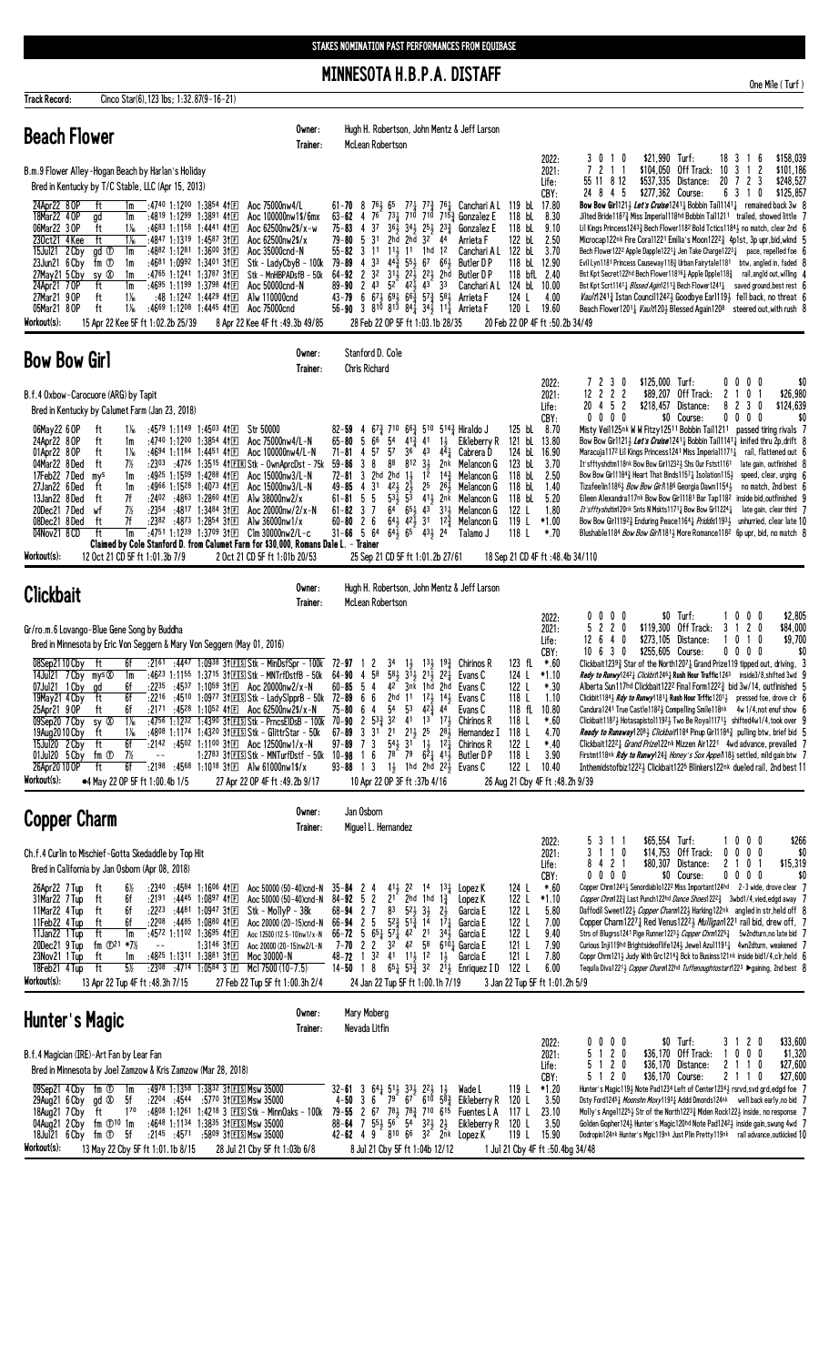STAKES NOMINATION PAST PERFORMANCES FROM EQUIBASE

# MINNESOTA H.B.P.A. DISTAFF

One Mile ( Turf )

**Track Record:** Cinco Star(6),123 lbs; 1:32.87(9-16-21)

## Beach Flower

**Owner:** Hugh H. Robertson, John Mentz & Jeff Larson
**Trainer:** McLean Robertson

B.m.9 Flower Alley-Hogan Beach by Harlan's Holiday
Bred in Kentucky by T/C Stable, LLC (Apr 15, 2013)

| | | | | | | |
|---|---|---|---|---|---|---|
| 2022: | 3 0 1 0 | $21,990 | Turf: | 18 3 1 6 | $158,039 |
| 2021: | 7 2 1 1 | $104,050 | Off Track: | 10 3 1 2 | $101,186 |
| Life: | 55 11 8 12 | $537,335 | Distance: | 20 7 2 3 | $248,527 |
| CBY: | 24 8 4 5 | $277,362 | Course: | 6 3 1 0 | $125,857 |

```
24Apr22 8OP   ft   1m   :4740 1:1200 1:3854 41F  Aoc 75000nw4/L     61-70 8 76½ 65  77¼ 77¾ 76¼  Canchari A L 119 bL 17.80 Bow Bow Girl121¼ Let's Cruise1241¼ Bobbin Tail1141¼ remained back 3w 8
18Mar22 4OP   gd   1m   :4819 1:1299 1:3881 41F  Aoc 100000nw1$/6mx 63-62 4 76  73¼ 710 710 715¾ Gonzalez E  118 bL  8.30 Jilted Bride1182¾ Miss Imperial118hd Bobbin Tail1211 trailed, showed little 7
06Mar22 3OP   ft   1⅟₁₆ :4683 1:1158 1:4441 41F  Aoc 62500nw2$/x-w  75-83 4 37  36½ 34½ 25½ 23¾ Gonzalez E  118 bL  9.10 Lil Kings Princess1243¾ Beach Flower1182 Bold Cctics1184¼ no match, clear 2nd 6
23Oct21 4Kee  ft   1⅟₁₆ :4847 1:1319 1:4587 31F  Aoc 62500nw2$/x    79-80 5 31  2hd 2hd 32  44   Arrieta F    122 bL  2.50 Microcap122nk Fire Coral1221 Emilia's Moon1222¾ 4p1st, 3p upr,bid,wknd 5
15Jul21 2Cby  gd ①  1m   :4882 1:1281 1:3600 31F  Aoc 35000cnd-N     55-82 3 11  11½ 11  1hd 12   Canchari A L 122 bL  3.70 Bech Flower1222 Apple Dapple1221¼ Jen Take Charge1223¼ pace, repelled foe 6
23Jun21 6Cby  fm ①  1m   :4681 1:0992 1:3401 31F  Stk - LadyCbyB - 100k 79-89 4 33 44¾ 55½ 67 66½ Butler D P 118 bL 12.90 Evil Lyn1181 Princess Causeway118¾ Urban Fairytale1181 btw, angled in, faded 8
27May21 5Cby  sy ⑤  1m   :4765 1:1241 1:3787 31F  Stk - MnHBPADsfB - 50k 64-92 2 32 31½ 22½ 22¾ 2hd Butler D P 118 bfL 2.40 Bst Kpt Secret12hd Bech Flower11816¼ Apple Dpple118¾ rail,angld out,willng 4
24Apr21 7OP   ft   1m   :4695 1:1199 1:3798 41F  Aoc 500000cnd-N   89-90 2 43  52  42½ 43  33   Canchari A L 124 bL 10.00 Bst Kpt Scrt1141¾ Blssed Agin1211¾ Beach Flower1241¼ saved ground,best rest 6
27Mar21 9OP   ft   1⅟₈  :48 1:1242 1:4429 41F  Alw 110000cnd      43-79 6 67¼ 69½ 66¾ 57¾ 58½ Arrieta F    124 L   4.00 Vault1241¾ Istan Council1242¾ Goodbye Ear1119½ fell back, no threat 6
05Mar21 8OP   ft   1⅟₈  :4669 1:1208 1:4445 41F  Aoc 75000cnd      56-90 3 810 813 84¾ 34½ 11¾  Arrieta F    120 L  19.60 Beach Flower1201¾ Vault120½ Blessed Again1208 steered out,with rush 8
```

**Workout(s):** 15 Apr 22 Kee 5F ft 1:02.2b 25/39 — 8 Apr 22 Kee 4F ft :49.3b 49/85 — 28 Feb 22 OP 5F ft 1:03.1b 28/35 — 20 Feb 22 OP 4F ft :50.2b 34/49

## Bow Bow Girl

**Owner:** Stanford D. Cole
**Trainer:** Chris Richard

B.f.4 Oxbow-Carocuore (ARG) by Tapit
Bred in Kentucky by Calumet Farm (Jan 23, 2018)

| | | | | | | |
|---|---|---|---|---|---|---|
| 2022: | 7 2 3 0 | $125,000 | Turf: | 0 0 0 0 | $0 |
| 2021: | 12 2 2 2 | $89,207 | Off Track: | 2 1 0 1 | $26,980 |
| Life: | 20 4 5 2 | $218,457 | Distance: | 8 2 3 0 | $124,639 |
| CBY: | 0 0 0 0 | $0 | Course: | 0 0 0 0 | $0 |

```
06May22 6OP   ft   1⅟₁₆ :4579 1:1149 1:4503 41F  Str 50000          82-59 4 67¾ 710 66¾ 510 514¾ Hiraldo J    125 bL  8.70 Misty Vell125nk W W Fitzy12511 Bobbin Tail1211 passed tiring rivals 7
24Apr22 8OP   ft   1m   :4740 1:1200 1:3854 41F  Aoc 75000nw4/L-N   65-80 5 66 54 41¾ 41 1½ Eikleberry R 121 bL 13.80 Bow Bow Girl121½ Let's Cruise1241¼ Bobbin Tail1141¼ knifed thru 2p,drift 8
01Apr22 8OP   ft   1⅟₁₆ :4694 1:1184 1:4451 41F  Aoc 100000nw4/L-N 71-81 4 57  57  36  43  44¼  Cabrera D    124 bL 16.90 Maracuja1172 Lil Kings Princess1241 Miss Imperial1171¼ rail, flattened out 6
04Mar22 8Ded  ft   7½   :2303 :4726 1:3515 41F(S) Stk - OwnAprcDst - 75k 59-86 3 8 88 812 3½ 2nk Melancon G 123 bL 3.70 It'sffytyshdtm118nk Bow Bow Gir1232¾ Shs Our Fstst1161 late gain, outfinished 8
17Feb22 7Ded  my⁵  1m   :4925 1:1509 1:4288 41F  Aoc 15000nw3/L-N  72-81 3 2hd 2hd 1½ 12 14¾ Melancon G 118 bL 2.50 Bow Bow Girl1184¾ Heart That Binds1157¼ Isolation115½ speed, clear, urging 6
27Jan22 6Ded  ft   1m   :4966 1:1526 1:4073 41F  Aoc 15000nw3/L-N  49-85 4 31 42½ 2½ 25 26½ Melancon G 118 bL 1.40 Tizafeelin1186½ Bow Bow Gir1188 Georgia Dawn1154½ no match, 2nd best 6
13Jan22 8Ded  ft   7f   :2402 :4863 1:2860 41F  Alw 38000nw2/x     61-81 5 5 53½ 53 41¾ 2nk Melancon G 118 bL 5.20 Eileen Alexandra117nk Bow Bow Gir1181 Bar Tap1182 inside bid,outfinished 9
20Dec21 7Ded  wf   7½   :2354 :4817 1:3484 31F  Aoc 20000nw2/x-N  61-82 3 7 64 63½ 43 31½ Melancon G 122 L 1.80 It'sffytshdtm12hk Smts N Mskts1171¼ Bow Bow Gr1122¼ late gain, clear third 7
08Dec21 8Ded  ft   7f   :2382 :4873 1:2854 31F  Alw 36000nw1/x    60-80 2 6 64¾ 42¾ 31 12¾ Melancon G 119 L *1.00 Bow Bow Girl1192¾ Enduring Peace1164¼ Priddis1193¼ unhurried, clear late 10
04Nov21 8CD   ft   1m   :4751 1:1239 1:3709 31F  Clm 30000nw2/L-c  31-66 5 64 64½ 65 43½ 24 Talamo J 118 L *.70 Blushable1184 Bow Bow Girl1181¼ More Romance1182 6p upr, bid, no match 8
Claimed by Cole Stanford D. from Calumet Farm for $30,000, Romans Dale L. - Trainer
```

**Workout(s):** 12 Oct 21 CD 5F ft 1:01.3b 7/9 — 2 Oct 21 CD 5F ft 1:01b 20/53 — 25 Sep 21 CD 5F ft 1:01.2b 27/61 — 18 Sep 21 CD 4F ft :48.4b 34/110

## Clickbait

**Owner:** Hugh H. Robertson, John Mentz & Jeff Larson
**Trainer:** McLean Robertson

Gr/ro.m.6 Lovango-Blue Gene Song by Buddha
Bred in Minnesota by Eric Von Seggern & Mary Von Seggern (May 01, 2016)

| | | | | | | |
|---|---|---|---|---|---|---|
| 2022: | 0 0 0 0 | $0 | Turf: | 1 0 0 0 | $2,805 |
| 2021: | 5 2 2 0 | $119,300 | Off Track: | 3 1 2 0 | $84,000 |
| Life: | 12 6 4 0 | $273,105 | Distance: | 1 0 1 0 | $9,700 |
| CBY: | 10 6 3 0 | $255,605 | Course: | 0 0 0 0 | $0 |

```
08Sep21 10Cby ft   6f   :2161 :4447 1:0938 31F(S) Stk - MinDsfSpr - 100k 72-97 1 2 34 1½ 13½ 19¾ Chirinos R 123 fL *.60 Clickbait1239¾ Star of the North1207¾ Grand Prize119 tipped out, driving. 3
14Jul21 7Cby  my⁵⑤ 1m   :4623 1:1155 1:3715 31F(S) Stk - MNTrfDstfB - 50k 64-90 4 58 58½ 31½ 21½ 2²¼ Evans C 124 L *1.10 Rady to Runwy124²¼ Clickbit1245½ Rush Hour Trffic1243 inside3/8,shifted 3wd 9
07Jul21 1Cby  gd   6f   :2235 :4537 1:1059 31F(S) Aoc 20000nw2/x-N 60-85 5 4 42 3nk 1hd 2hd Evans C 122 L *.30 Alberta Sun117hd Clickbait1222 Final Form1222¾ bid 3w/14, outfinished 5
19May21 4Cby  ft   6f   :2216 :4510 1:0977 31F(S) Stk - LadySlpprB - 50k 72-89 6 6 2hd 11 12¼ 14¾ Evans C 118 L 1.10 Clickbit1184¾ Rdy to Runwy1181¾ Rush Hour Trffic1201½ pressed foe, drove clr 6
25Apr21 9OP   ft   6f   :2171 :4528 1:1052 41F  Aoc 62500nw2$/x-N 75-80 6 4 54 53 42¾ 44 Evans C 118 fL 10.80 Candura1241 True Castle1182¾ Compelling Smile118nk 4w 1/4,not enuf show 6
09Sep20 7Cby  sy ⑤  1⅟₁₆ :4756 1:1232 1:4390 31F(S) Stk - PrncsElDsB - 100k 70-90 2 53½ 32 41 13 17½ Chirinos R 118 L *.60 Clickbait1187½ Hotasapistol1192¼ Two Be Royal1171¼ shifted4w1/4,took over 9
19Aug20 10Cby ft   1⅟₁₆ :4808 1:1174 1:4320 31F(S) Stk - GlittrStar - 50k 67-89 3 31 21 21½ 25 28½ Hernandez I 118 L 4.70 Ready to Runaway1208½ Clickbait1184 Pinup Girl1184¾ pulling btw, brief bid 5
15Jul20 2Cby  ft   6f   :2142 :4502 1:1100 31F  Aoc 12500nw1/x-N 97-89 7 3 54½ 31 1½ 12¼ Chirinos R 122 L *.40 Clickbait1222¼ Grand Prize122nk Mizzen Air1221 4wd advance, prevailed 7
01Jul20 5Cby  fm ①  7½   --   1:2783 31F(S) Stk - MNTurfDstf - 50k 10-98 1 6 78 79 6²¾ 41½ Butler D P 118 L 3.90 Firstmt118nk Rdy to Runwy124½ Honey's Sox Appel118½ settled, mild gain btw 7
26Apr20 10OP  ft   6f   :2198 :4568 1:1018 31F  Alw 61000nw1$/x 93-88 1 3 1½ 1hd 2hd 2²½ Evans C 122 L 10.40 Inthemidstofbiz122²½ Clickbait1225 Blinkers122nk dueled rail, 2nd best 11
```

**Workout(s):** ●4 May 22 OP 5F ft 1:00.4b 1/5 — 27 Apr 22 OP 4F ft :49.2b 9/17 — 10 Apr 22 OP 3F ft :37b 4/16 — 26 Aug 21 Cby 4F ft :48.2h 9/39

## Copper Charm

**Owner:** Jan Osborn
**Trainer:** Miguel L. Hernandez

Ch.f.4 Curlin to Mischief-Gotta Skedaddle by Top Hit
Bred in California by Jan Osborn (Apr 08, 2018)

| | | | | | | |
|---|---|---|---|---|---|---|
| 2022: | 5 3 1 1 | $65,554 | Turf: | 1 0 0 0 | $266 |
| 2021: | 3 1 1 0 | $14,753 | Off Track: | 0 0 0 0 | $0 |
| Life: | 8 4 2 1 | $80,307 | Distance: | 2 1 0 1 | $15,319 |
| CBY: | 0 0 0 0 | $0 | Course: | 0 0 0 0 | $0 |

```
26Apr22 7Tup  ft   6½   :2340 :4584 1:1606 41F  Aoc 50000 (50-40)cnd-N 35-84 2 4 41½ 22 14 13¼ Lopez K 124 L *.60 Copper Chrm124³¼ Senoridablo122² Miss Importnt124hd 2-3 wide, drove clear 7
31Mar22 7Tup  ft   6f   :2191 :4445 1:0897 41F  Aoc 50000 (50-40)cnd-N 84-92 5 2 21 2hd 1hd 1¾ Lopez K 122 L *1.10 Copper Chrm122¾ Just Punch12hd Dance Shoes122³ 3wbd1/4,vied,edgd away 7
11Mar22 4Tup  ft   6f   :2223 :4481 1:0947 31F  Stk - MollyP - 38k 68-94 2 7 83 52½ 3½ 2½ Garcia E 122 L 5.80 Daffodil Sweet12²½ Copper Charm122½ Harking122nk angled in str,held off 8
11Feb22 4Tup  ft   6f   :2208 :4485 1:0860 41F  Aoc 20000 (20-15)nw2/L-N 66-94 2 5 52¾ 51¾ 14 17¼ Garcia E 122 L 7.00 Copper Charm1227¼ Brand Power122³¾ Mulligan1221 rail bid, drew off, 7
11Jan22 1Tup  ft   1m   :4572 1:1102 1:3695 41F  Aoc 12500 (12.5-10)nw1/x-N 66-72 5 65¼ 57¼ 42 21 34½ Garcia E 122 L 9.40 Strs of Blugrss124¹ Pige Runner122³½ Copper Chrm122¼ 5w2ndturn,no late bid 7
20Dec21 9Tup  fm ①21 *7½  --  1:3146 3 F  Aoc 20000 (20-15)nw2/L-N 7-70 2 2 32 42 58 610¼ Garcia E 121 L 7.90 Curious Injil19hd Brightsideoflife124½ Jewel Azul1191¼ 4wn2dturn, weakened 7
23Nov21 1Tup  ft   1m   :4825 1:1311 1:3881 31F  Moc 30000-N 48-72 1 32 41 11½ 12 1½ Garcia E 121 L 7.80 Copr Chrm121½ Judy With Grc1214¾ Bck to Busines121nk inside bid1/4,clr,held 6
18Feb21 4Tup  ft   5½   :2308 :4714 1:0584 3 F  Mcl 7500 (10-7.5) 14-50 1 8 65½ 53¾ 32 2¼ Enriquez I D 122 L 6.00 Tequila Diva122¼ Copper Charm122hd Tuffenoughtostart122³ ▶gaining, 2nd best 8
```

**Workout(s):** 13 Apr 22 Tup 4F ft :48.3h 7/15 — 27 Feb 22 Tup 5F ft 1:00.3h 2/4 — 24 Jan 22 Tup 5F ft 1:00.1h 7/9 — 3 Jan 22 Tup 5F ft 1:01.2h 5/9

## Hunter's Magic

**Owner:** Mary Moberg
**Trainer:** Nevada Litfin

B.f.4 Magician (IRE)-Art Fan by Lear Fan
Bred in Minnesota by Joel Zamzow & Kris Zamzow (Mar 28, 2018)

| | | | | | | |
|---|---|---|---|---|---|---|
| 2022: | 0 0 0 0 | $0 | Turf: | 3 1 2 0 | $33,600 |
| 2021: | 5 1 2 0 | $36,170 | Off Track: | 1 0 0 0 | $1,320 |
| Life: | 5 1 2 0 | $36,170 | Distance: | 2 1 1 0 | $27,600 |
| CBY: | 5 1 2 0 | $36,170 | Course: | 2 1 1 0 | $27,600 |

```
09Sep21 4Cby  fm ①  1m   :4978 1:1358 1:3832 31F(S) Msw 35000  32-61 3 64¼ 51½ 33½ 22½ 1½ Wade L 119 L *1.20 Hunter's Magic119½ Note Pad1234 Left of Center1234¾ rsrvd,svd grd,edgd foe 7
29Aug21 6Cby  gd ⑤  5f   :2204 :4544 :5770 31F(S) Msw 35000  4-50 3 6 79 67 610 58¾ Eikleberry R 120 L 3.50 Dsty Ford1245½ Moonshin Moxy1193¾ Addd Dmonds124nk well back early,no bid 7
18Aug21 7Cby  ft   1⁷⁰   :4808 1:1261 1:4218 3 F(S) Stk - MinnOaks - 100k 79-55 2 67 78½ 78¾ 710 615 Fuentes L A 117 L 23.10 Molly's Angel1225½ Str of the North122³¾ Miden Rock122¾ inside, no response 7
04Aug21 2Cby  fm ①10 1m  :4648 1:1134 1:3835 31F(S) Msw 35000  88-64 7 56¾ 56 54 32¾ 2½ Eikleberry R 120 L 3.50 Golden Gopher124½ Hunter's Magic120hd Tight Squeeze119½ inside gain,swung 4wd 7
18Jul21 6Cby  fm ①  5f   :2145 :4571 :5809 31F(S) Msw 35000  42-62 4 9 810 66 32 2nk Lopez K 119 L 15.90 Dodropin124nk Hunter's Magic119nk Just P'lin Pretty119nk rail advance,outkicked 10
```

**Workout(s):** 13 May 22 Cby 5F ft 1:01.1b 8/15 — 28 Jul 21 Cby 5F ft 1:03b 6/8 — 8 Jul 21 Cby 5F ft 1:04b 12/12 — 1 Jul 21 Cby 4F ft :50.4bg 34/48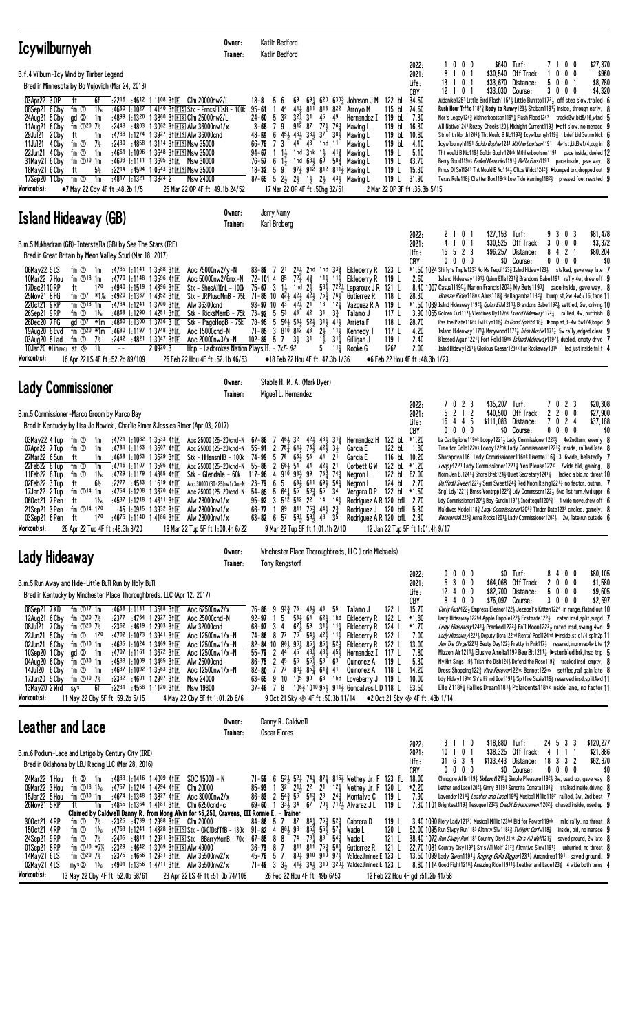## Icywilburnyeh

Owner: Katlin Bedford
Trainer: Katlin Bedford

B.f.4 Wilburn-Icy Wind by Timber Legend
Bred in Minnesota by Bo Vujovich (Mar 24, 2018)

| | | | | | | |
|---|---|---|---|---|---|---|
| 2022: | 1 0 0 0 | $640 | Turf: | 7 1 0 0 | $27,370 |
| 2021: | 8 1 0 1 | $30,540 | Off Track: | 1 0 0 0 | $960 |
| Life: | 13 1 0 1 | $33,670 | Distance: | 5 0 0 1 | $8,780 |
| CBY: | 12 1 0 1 | $33,030 | Course: | 3 0 0 0 | $4,320 |

```
03Apr22 3OP   ft    6f   :2216 :4612 1:1108 31F Clm 20000nw2/L       18-8  5 6  69  69¾ 620 630¾ Johnson J M  122 bL 34.50  Aidanike1253 Little Bird Flash1152½ Little Burrito1172¼ off step slow,trailed 6
08Sep21 6Cby  fm ⓣ  1⅛   :4650 1:1027 1:4140 31FS Stk - PrncsElnB - 100k 95-61 1 44 44½ 811 813 822 Arroyo M  115 bL 74.60  Rush Hour Trffic118¾ Redy to Runwy123½ Shabam1191¾ inside, through early, 8
24Aug21 5Cby  gd ⓢ  1m   :4899 1:1320 1:3860 31FS Clm 25000nw2/L  24-60 5 32 32½ 31 45 49 Hernandez I 119 bL 7.30  Nor's Legcy124¾ Wlthrberbootsen119½ Flash Flood1243 tracksw,bid5/16,wknd 5
11Aug21 6Cby  fm ⓣ20 7½  :2448 :4803 1:3062 31FS Alw 36000nw1/x  3-68 7 9 912 87 77½ 76¾ Mawing L  119 bL 16.30  All Native1241 Rozey Cheeks120½ Midnight Current119½ ▶off slow, no menace 9
29Jul21 2Cby  ft    1m   :4788 1:1274 1:3927 31FS Alw 36000cnd    48-59 6 45½ 43½ 33½ 37 38½ Mawing L  119 bL 10.80  Str of th North120¾ Tht Mould B Nic119¾ Icywilburnyh119¾ brief bid 3w,no kick 6
11Jul21 4Cby  fm ⓣ  7½   :2430 :4858 1:3114 31FS Msw 35000     66-76 7 3 44 43 1hd 11 Mawing L  119 bL 4.10  Icywilburnyh119¹ Goldn Gophr1241 Wthrberbootsn119¹ 4w1st,bid3w1/4,dug in 8
21Jun21 4Cby  fm ⓣ  1m   :4661 1:1096 1:3648 31FS Msw 35000     94-67 1 1½ 1hd 3nk 1½ 41¾ Mawing L  119 L 5.10  Tht Mould B Nic119½ Goldn Gophr124nk Wthrberbootsn119¹ pace inside, dueled 12
31May21 6Cby  fm ⓣ10 1m  :4693 1:1111 1:3605 31F Msw 30000        76-57 6 1½ 1hd 68½ 69 58¾ Mawing L  119 L 43.70  Berry Good119nk Faded Memories1191½ Della Frost119¹ pace inside, gave way, 8
18May21 6Cby  ft    5½   :2214 :4594 1:0543 31FS Msw 35000      18-32 5 9 97¾ 912 812 811¾ Mawing L  119 L 15.30  Prncs Dl Sol1241 Tht Mould B Nc114¾ Cltcs Wldct1242¾ ▶bumped brk,dropped out 9
17Sep20 1Cby  fm ⓣ  1m   :4817 1:1321 1:3824 2  Msw 24000      87-65 5 2½ 2½ 1½ 2½ 43½ Mawing L  119 L 31.90  Texas Rule118¾ Chatter Box118nk Low Tide Warning1182½ pressed foe, resisted 9
Workout(s):  ●7 May 22 Cby 4F ft :48.2b 1/5   25 Mar 22 OP 4F ft :49.1b 24/52   17 Mar 22 OP 4F ft :50hg 32/61   2 Mar 22 OP 3F ft :36.3b 5/15
```

## Island Hideaway (GB)

Owner: Jerry Namy
Trainer: Karl Broberg

B.m.5 Mukhadram (GB)-Interstella (GB) by Sea The Stars (IRE)
Bred in Great Britain by Meon Valley Stud (Mar 18, 2017)

| | | | | | | |
|---|---|---|---|---|---|---|
| 2022: | 2 1 0 1 | $27,153 | Turf: | 9 3 0 3 | $81,478 |
| 2021: | 4 1 0 1 | $30,525 | Off Track: | 3 0 0 0 | $3,372 |
| Life: | 15 5 2 3 | $96,257 | Distance: | 8 4 2 1 | $80,204 |
| CBY: | 0 0 0 0 | $0 | Course: | 0 0 0 0 | $0 |

```
06May22 5LS   fm ⓣ  1m   :4785 1:1141 1:3588 31F Aoc 75000nw2/y-N  83-89 7 21 21½ 2hd 1hd 33¾ Eikleberry R 123 L *1.50 1024 Shirly's Tmple1233 No Ms Tequil123¾ Islnd Hidewy123½ stalked, gave way late 7
10Mar22 7Hou  fm ⓣ18 1m  :4770 1:1148 1:3596 41F Aoc 50000nw2/6mx-N 72-101 4 85 72¾ 42 11½ 11½ Eikleberry R 119 L 2.60  Island Hideaway1191½ Quinn Ella1231½ Brandons Babe1191 rally 4w, drew off 9
17Dec21 10RP  ft    170  :4940 1:1519 1:4396 31F Stk - ShesAllInL - 100k 75-67 3 1½ 1hd 2½ 58½ 722½ Leparoux J R 121 L 8.40 1007 Casual1195¾ Marion Francis1203½ My Bets1193¾ pace inside, gave way, 8
25Nov21 8FG   fm ⓣ7 *1⅙  :4920 1:1337 1:4352 31F Stk - JRPlusoMmB - 75k 71-85 10 42½ 42½ 42½ 75¼ 76½ Gutierrez R 118 L 28.30  Breeze Rider118nk Alms118¾ Bellagamba1182½ bump st, 2w,4w5/16, fade 11
22Oct21 9RP   fm ⓣ18 1m  :4784 1:1241 1:3700 31F Alw 36300cnd     93-97 10 43 42½ 21 13 12¼ Vazquez R A 119 L *1.50 1039 Islnd Hideaway1192¼ Quinn Ella1211¾ Brandons Babe1192¼ settled, 2w, driving 10
26Sep21 9RP   fm ⓣ  1⅛   :4868 1:1290 1:4251 31F Stk - RicksMemB - 75k 73-92 5 53 42 31 33 33½ Talamo J  117 L 3.90 1055 Goldn Crt1173 Vlentines Dy117nk Island Hideaway1172¼ rallied, 4w, outfinish 8
26Dec20 7FG   gd ⓣ7 *1m  :4860 1:1300 1:3736 3F Stk - PagoHopB - 75k 78-95 5 56½ 53½ 52½ 31¼ 41½ Arrieta F  118 L 28.70  Pss the Plate116ns Evil Lyn118½ In Good Spirits118¾ ▶bmp st,3-4w,5w1/4,bmpd 9
19Aug20 8Evd  fm ⓣ20 *1m :4680 1:1197 1:3748 31F Aoc 15000cnd-N   71-85 3 810 812 43 2½ 11½ Kennedy T  117 L 4.20  Island Hideaway1171½ Marywood1171¾ Irish Hustle117¼ 5w rally,edged clear 9
03Aug20 5Lad  fm ⓣ  7½   :2442 :4821 1:3047 31F Aoc 20000nw3/x-N  102-89 5 7 3½ 31 1½ 31¼ Gilligan J  119 L 2.40  Blessed Again1221¼ Fort Polk119ns Island Hideaway1192¼ dueled, empty drive 7
10Jan20 ♦Lingfield(GB) st ⓐ  1¼  --  2:0920 3  Hcp - Ladbrokes Nation Plays H. - 7k7-82  5 11¼ Rooke G 1267 2.00  Islnd Hidwy1261¼ Glorious Caesar128nk Far Rockaway1315 led just inside fnl f 4
Workout(s):  16 Apr 22 LS 4F ft :52.2b 89/109   26 Feb 22 Hou 4F ft :52.1b 46/53   ●18 Feb 22 Hou 4F ft :47.3b 1/36   ●6 Feb 22 Hou 4F ft :48.3b 1/23
```

## Lady Commissioner

Owner: Stable H. M. A. (Mark Dyer)
Trainer: Miguel L. Hernandez

B.m.5 Commissioner-Marco Groom by Marco Bay
Bred in Kentucky by Lisa Jo Nowicki, Charlie Rimer &Jessica Rimer (Apr 03, 2017)

| | | | | | | |
|---|---|---|---|---|---|---|
| 2022: | 7 0 2 3 | $35,207 | Turf: | 7 0 2 3 | $20,308 |
| 2021: | 5 2 1 2 | $40,500 | Off Track: | 2 2 0 0 | $27,900 |
| Life: | 16 4 4 5 | $111,083 | Distance: | 7 0 2 4 | $37,188 |
| CBY: | 0 0 0 0 | $0 | Course: | 0 0 0 0 | $0 |

```
03May22 4Tup  fm ⓣ  1m   :4721 1:1062 1:3533 41F Aoc 25000(25-20)cnd-N  67-88 7 46½ 32 42½ 43½ 31¾ Hernandez H 122 bL *1.20  La Castiglione119nk Loopy1221½ Lady Commissioner1222¼ 4w2ndturn, evenly 8
07Apr22 7Tup  fm ⓣ  1m   :4781 1:1163 1:3607 41F Aoc 25000(25-20)cnd-N  55-91 2 75¾ 64½ 76½ 42½ 3½ Garcia E  122 bL 1.80  Time for Gold122nk Loopy122nk Lady Commissioner1221¼ inside, rallied late 8
27Mar22 6Sun  ft    1m   :4658 1:1063 1:3629 31F Stk - HHensnHB - 100k 74-99 5 78 66½ 55 44 21 Garcia E  116 bL 10.20  Sharapova1161 Lady Commissioner116nk Lisette116¾ 3-6wide, belatedly 7
22Feb22 8Tup  fm ⓣ  1m   :4716 1:1107 1:3596 41F Aoc 25000(25-20)cnd-N  55-88 2 66½ 54 44 42½ 21 Corbett G W 122 bL *1.20  Loopy1221 Lady Commissioner1221¼ Yes Please1222 7wide bid, gaining, 8
11Feb22 8Tup  fm ⓣ  1⅙  :4729 1:1179 1:4385 41F Stk - Glendale - 60k 117-98 4 910 98¾ 99 75½ 74¾ Negron L  122 bL 82.00  Norm Jen B.1241¼ Shore Brek124½ Quiet Secretary1241¼ lacked a bid,no threat 10
02Feb22 3Tup  ft    6½   :2277 :4533 1:1619 41F Aoc 30000(30-25)nw1/3m-N 23-79 6 5 68½ 611 69¾ 56¼ Negron L  124 bL 2.70  Daffodil Sweet1223½ Semi Sweet124¾ Red Noon Rising1221¼ no factor, outrun, 7
17Jan22 2Tup  fm ⓣ14 1m  :4754 1:1208 1:3679 41F Aoc 25000(25-20)cnd-N  54-85 5 64¾ 55 53¾ 55 34 Vergara D P 122 bL *1.50  Sngl Ldy1221¾ Bmss Vontrpp1222¼ Ldy Commssonr122¾ 5wd 1st turn,4wd uppr 6
06Oct21 7Pen  ft    1⅙  :4537 1:1218 1:4611 31F Alw 28000nw1/x    95-92 3 512 512 22 14 16¼ Rodriguez A R 120 bfL 2.70  Ldy Commissioner1206¼ Bby Gandin1191¼ Inedtequil1203¼ 4 wide move,drew off 6
21Sep21 3Pen  fm ⓣ14 170 :45 1:0915 1:3932 31F Alw 28000nw1/x    66-77 1 89 811 75¾ 44½ 2¾ Rodriguez J  120 bfL 5.30  Maldives Model118¾ Lady Commissioner12021 Tinder Date1232 circled, gamely, 8
03Sep21 6Pen  ft    170  :4675 1:1140 1:4186 31F Alw 28000nw1/x    63-82 6 57 59½ 59½ 48 36 Rodriguez A R 120 bfL 2.30  Beralontie1223¼ Anna Rocks1201¾ Lady Commissioner1202¼ 2w, late run outside 6
Workout(s):  26 Apr 22 Tup 4F ft :48.3h 8/20   18 Mar 22 Tup 5F ft 1:00.4h 6/22   9 Mar 22 Tup 5F ft 1:01.1h 2/10   12 Jan 22 Tup 5F ft 1:01.4h 9/17
```

## Lady Hideaway

Owner: Winchester Place Thoroughbreds, LLC (Lorie Michaels)
Trainer: Tony Rengstorf

B.m.5 Run Away and Hide-Little Bull Run by Holy Bull
Bred in Kentucky by Winchester Place Thoroughbreds, LLC (Apr 12, 2017)

| | | | | | | |
|---|---|---|---|---|---|---|
| 2022: | 0 0 0 0 | $0 | Turf: | 8 4 0 0 | $80,105 |
| 2021: | 5 3 0 0 | $64,068 | Off Track: | 2 0 0 0 | $1,580 |
| Life: | 12 4 0 0 | $82,700 | Distance: | 5 0 0 0 | $9,605 |
| CBY: | 8 4 0 0 | $76,097 | Course: | 3 0 0 0 | $2,597 |

```
08Sep21 7KD   fm ⓣ17 1m  :4658 1:1131 1:3588 31F Aoc 62500nw2/x    76-88 9 93¾ 75 43½ 43 55 Talamo J  122 L 15.70  Curly Ruth122½ Empress Eleanor1222½ Jezebel's Kitten1224 in range, flatnd out 10
12Aug21 6Cby  fm ⓣ20 7½  :2377 :4764 1:2927 31F Aoc 25000cnd-N    92-97 1 5 53½ 64 62¾ 1hd Eikleberry R 122 L *1.80  Lady Hideaway122hd Apple Dapple123¾ Firstmate122¾ rated insd,split,surgd 7
08Jul21 7Cby  fm ⓣ20 7½  :2362 :4619 1:2903 31F Alw 32000cnd     68-97 3 4 67½ 59 31½ 11¾ Eikleberry R 124 L *1.70  Lady Hideaway1241¾ Pranked1222¼ Fall Moon1222½ rated insd,swung 4wd 9
22Jun21 5Cby  fm ⓣ  170  :4702 1:1073 1:3941 31F Aoc 12500nw1/x-N  74-86 8 77 76 54½ 42½ 11½ Eikleberry R 122 L 7.00  Lady Hideaway1221½ Deputy Dora122hd Rental Pool124hd ▶inside,st'd1/4,split2p 11
02Jun21 6Cby  fm ⓣ10 1m  :4635 1:1024 1:3469 31F Aoc 12500nw1/x-N  82-84 10 86½ 96½ 85½ 85½ 52¾ Eikleberry R 122 L 13.00  Jen The Chrge1221½ Beuty Day122½ Pretty In Pink117½ reservd,improved4w btw 12
10Sep20 1Cby  gd ⓢ  1m   :4707 1:1161 1:3672 31F Aoc 12500nw1/x-N  55-79 2 44 45 43¾ 43½ 45½ Hernandez I 117 L 7.80  Mizzen Air1211¼ Elusive Amelia1193 Bee Bit1211¾ ▶stumbled brk,insd trip 5
04Aug20 6Cby  fm ⓣ30 1m  :4588 1:1009 1:3485 31F Alw 25000cnd     86-75 2 45 56 55½ 53 63 Quinonez A 119 L 5.30  My Hrt Sngs119½ Trish the Dish124¾ Defend the Rose119¾ tracked insd, empty, 8
14Jul20 6Cby  fm ⓣ  1m   :4637 1:1092 1:3563 31F Aoc 12500nw1/x-N  82-80 7 77 89¾ 85½ 61¾ 41 Quinonez A 118 L 14.20  Dress Shopping122¾ Viva Forever122hd Bonnet122ns settled,rail gain late 8
17Jun20 5Cby  fm ⓣ10 7½  :2332 :4601 1:2907 31F Msw 24000       63-65 9 10 105 99 63 1hd Loveberry J 119 L 10.00  Ldy Hidwy119hd Sh's Fir nd Ice1191½ Spitfire Suzie119¾ reserved insd,split4wd 11
13May20 2Wrd  sys   6f   :2231 :4568 1:1120 31F Msw 19800       37-48 7 8 106¾ 1010 95¾ 911¾ Goncalves L D 118 L 53.50  Elle Z1186¾ Hallies Dream1181½ Polarcents118nk inside lane, no factor 11
Workout(s):  11 May 22 Cby 5F ft :59.2b 5/15   4 May 22 Cby 5F ft 1:01.2b 6/6   9 Oct 21 Sky ⓐ 4F ft :50.3b 11/14   ●2 Oct 21 Sky ⓐ 4F ft :48b 1/14
```

## Leather and Lace

Owner: Danny R. Caldwell
Trainer: Oscar Flores

B.m.6 Podium-Lace and Latigo by Century City (IRE)
Bred in Oklahoma by LBJ Racing LLC (Mar 28, 2016)

| | | | | | | |
|---|---|---|---|---|---|---|
| 2022: | 3 1 1 0 | $18,880 | Turf: | 24 5 3 3 | $120,277 |
| 2021: | 10 1 0 1 | $38,325 | Off Track: | 4 1 1 1 | $21,886 |
| Life: | 31 6 3 4 | $133,443 | Distance: | 18 3 3 2 | $62,870 |
| CBY: | 0 0 0 0 | $0 | Course: | 0 0 0 0 | $0 |

```
24Mar22 1Hou  ft ⓢ   1m   :4883 1:1416 1:4009 41F SOC 15000 - N    71-59 6 52½ 52½ 74½ 87½ 816¾ Wethey Jr. F 123 fL 18.00  Chmpgne Afflr119½ Unburnt1215½ Simple Pleasure1192½ 3w, used up, gave way 8
09Mar22 3Hou  fm ⓣ18 1⅙  :4757 1:1214 1:4294 41F Clm 20000      85-93 1 32 21½ 22 21 12¼ Wethey Jr. F 120 L *2.20  Lether and Lace1202¼ Ginny B1191 Senorita Cometa1191½ stalked inside,driving 8
15Jan22 5Hou  fm ⓣ30 1m  :4674 1:1348 1:3827 41F Aoc 30000nw2/x    86-83 2 54¾ 56 51¾ 23 24¾ Montalvo C 119 L 7.90  Lavender1214¾ Leather and Lace1198¾ Musical Millie1192 rallied, 3w, 2nd best 7
26Nov21 5RP   ft    1m   :4855 1:1364 1:4181 31F Clm 6250cnd-c    69-60 1 33½ 34 67 79¾ 712¾ Alvarez J L 119 L 7.30 1101 Brightest119½ Tesugue1232½ Credit Enhancement1202¾ chased inside, used up 9
   Claimed by Caldwell Danny R. from Wong Alvin for $6,250, Cravens, III Ronnie E. - Trainer
30Oct21 4RP   fm ⓣ  7½   :2325 :4739 1:2988 31F Clm 20000      84-86 5 7 87 84½ 75¾ 52¾ Cabrera D  119 L 3.40 1090 Fiery Lady1212¾ Musical Millie123hd Bid for Power119nk mild rally, no threat 8
15Oct21 4RP   fm ⓣ  1⅛   :4763 1:1241 1:4328 31FS Stk - OKClbsfTfB - 130k 91-82 4 86¾ 98 85¾ 85¾ 57¾ Wade L  120 L 52.00 1095 Run Shyy Run1183 Altmntv Slw1182¼ Twilight Curfw118¾ inside, bid, no menace 9
24Sep21 9RP   fm ⓣ  7½   :2405 :4811 1:2921 31FS Stk - BBarryMemB - 70k 67-85 8 8 74 73¾ 83 54¾ Wade L  121 L 38.40 1072 Run Shyy Run1183 Country Disy121nk Sh's All Wolf121¾ saved ground, 2w late 8
05Sep21 8RP   fm ⓣ10 *7½ :2329 :4642 1:3009 31F Alw 49000       36-73 8 7 811 811 75¾ 58¼ Gutierrez R 121 L 22.70 1081 Country Disy1192¾ Sh's All Wolf1212¾ Altrntive Slw1191¾ unhurried, no threat 8
14May21 6LS   fm ⓣ20 7½  :2375 :4666 1:2931 31F Alw 35500nw2/x    45-76 5 7 89¾ 910 910 97¼ Valdez Jiminez E 123 L 13.50 1099 Lady Gwen1191¾ Raging Gold Digger1231¼ Amandrea1191 saved ground, 9
02May21 4LS   mys ⓢ  1⅛  :4901 1:1356 1:4711 31F Alw 35500nw2/x    71-49 3 3½ 41¾ 34½ 310 320¼ Valdez Jiminez E 123 L 8.80 1114 Good Fight1218¾ Amazing Ride11911½ Leather and Lace1232¾ 4 wide both turns 4
Workout(s):  13 May 22 Cby 4F ft :52.0b 58/61   23 Apr 22 LS 4F ft :51.0b 74/108   26 Feb 22 Hou 4F ft :49b 6/53   12 Feb 22 Hou 4F gd :51.2b 41/58
```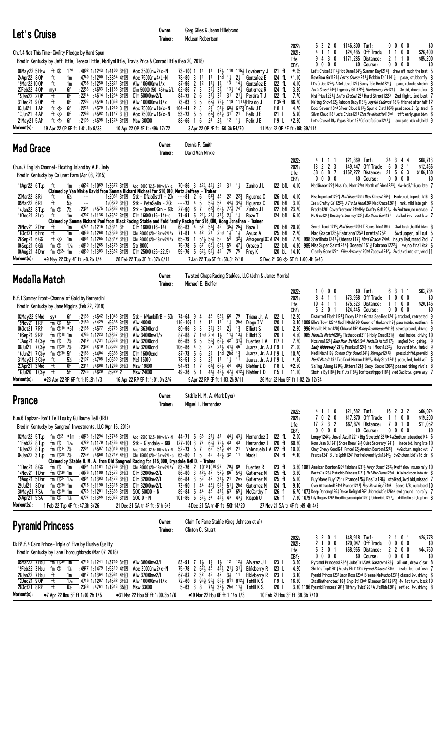## Let's Cruise

Owner: Greg Giles & Joann Hillebrand
Trainer: McLean Robertson

Ch.f.4 Not This Time-Civility Pledge by Hard Spun

Bred in Kentucky by Jeff Little, Teresa Little, MarilynLittle, Travis Price & Conrad Little (Feb 20, 2018)

| | | | |
|---|---|---|---|
| 2022: | 5 3 2 0 | $146,800 | Turf: 0 0 0 0 $0 |
| 2021: | 4 1 1 0 | $24,485 | Off Track: 1 1 0 0 $26,400 |
| Life: | 9 4 3 0 | $171,285 | Distance: 2 1 1 0 $85,200 |
| CBY: | 0 0 0 0 | $0 | Course: 0 0 0 0 $0 |

08May22 5 Haw ft ⑧ 1⁷⁰ :48⁰² 1:12⁴³ 1:41⁰⁰ 3↑Ⓕ Aoc 35000nw2/x-N 73-100 1 11 11 1½ 110 115½ Loveberry J 121 fL *.05 Let's Cruise121¹⁵½ Hot Dame124¾ Summer Day1218¾ drew off,much the best 5
24Apr22 8 OP ft 1m :47⁴⁰ 1:12⁰⁰ 1:38⁵⁴ 4↑Ⓕ Aoc 75000nw4/L-N 78-80 3 11 11 1hd 1½ 2½ Gonzalez E 124 fL *1.10 Bow Bow Girl121½ Let's Cruise1241¼ Bobbin Tail11411 pace, stubbornly 8
19Mar22 10 OP ft 1m :47⁵⁶ 1:12⁵⁰ 1:38²¹ 3↑Ⓕ Alw 106000nw1/x 87-96 2 12 11½ 1½ 13 14½ Gonzalez E 122 fL 4.10 Lt's Cruise122⁴½ A Rel Jewel122½ Sunny Isle Bech1221¼ pace, rebroke stretch 8
27Feb22 4 OP mys 6f :22⁵³ :46⁶³ 1:11⁵⁵ 3↑Ⓕ Clm 50000 (50-45)nw2/L 62-86 7 3 3²½ 3½ 13½ 14½ Gutierrez R 124 fL 3.80 Let's Cruise124⁴½ Legendry Gift124²¾ Montgomery Prl124¾ 3w bid, drove clear 8
15Jan22 2 OP ft 6f :22¹⁴ :46¹⁴ 1:12³⁴ 3↑Ⓕ Clm 50000nw2/L 84-72 2 6 31½ 32 31 21¾ Pereira T J 122 fL 7.70 Nisl Prius1221¾ Let's Cruise1221 Hard Street1223 2nd flight, 2nd best 7
31Dec21 9 OP ft 6f :22⁰³ :45⁴⁶ 1:10⁵⁸ 3↑Ⓕ Alw 100000nw1$/x 73-63 3 5 6²½ 73½ 119 1111½ Hiraldo J 113 fL 86.20 Melting Snow122½ Kaboom Baby1181½ Joyful Cadence1181½ finished after half 12
03Jul21 1 AP ft ◈ 6f :22²³ :45⁷⁹ 1:12³⁰ 3↑Ⓕ Aoc 75000nw1$/x-N 104-41 2 3 2½ 5¹⅓ 6⁸½ 6¹⁷⅓ Felix J E 118 L 4.70 Docs Seven118hd Silver Cloud1213½ Spun d'Etat1182½ prsd pace,2-3p,tired 6
17Jun21 4 AP ft ◈ 6f :22⁶⁸ :45⁹² 1:11⁴⁷ 3↑Ⓕ Aoc 75000nw1$/x-N 53-72 5 5 6²½ 6¹½ 31 21 Felix J E 121 L 5.90 Silver Cloud1181 Let's Cruise1213 Threeleveldmichtel18hd trffc early,gain btwn 6
21May21 5 AP ft ◈ 5f :21⁹⁸ :45⁸⁶ 1:13²⁴ 3↑Ⓕ Msw 30000 88-66 1 6 24 2½ 12 1½ Felix J E 119 L *2.80 Let's Cruise119½ Vegas Blue1191 Colorofacloud1241¼ anx gate,kick clr,held 9

Workout(s): 19 Apr 22 OP 5F ft 1:01.1b 9/33 | 10 Apr 22 OP 4F ft :49b 17/72 | 3 Apr 22 OP 4F ft :50.3b 54/70 | 11 Mar 22 OP 4F ft :49b 39/114

## Mad Grace

Owner: Dennis F. Smith
Trainer: David Van Winkle

Ch.m.7 English Channel-Floating Island by A.P. Indy

Bred in Kentucky by Calumet Farm (Apr 08, 2015)

| | | | |
|---|---|---|---|
| 2022: | 4 1 1 1 | $21,869 | Turf: 24 3 4 4 $68,713 |
| 2021: | 13 2 2 3 | $49,447 | Off Track: 6 0 2 1 $12,456 |
| Life: | 38 8 8 7 | $162,272 | Distance: 21 5 6 3 $106,180 |
| CBY: | 0 0 0 0 | $0 | Course: 0 0 0 0 $0 |

18Apr22 6 Tup ft 1m :46⁵² 1:10⁶⁹ 1:36⁷² 3↑Ⓕ Aoc 10000 (12.5-10)nw1/x-c 70-86 3 4²½ 4²½ 22 31 1½ Zunino J L 122 bfL 4.10 Mad Grace122½ Miss You Mom122ns North of Eden1223¼ 4w-bid3/16,up late 7
Claimed by Van Winkle David from Semma Richard Michael for $10,000, Metz Jeffrey - Trainer
27Mar22 8 Ril ft 6½ -- 1:20⁸¹ 3↑Ⓕ Stk - DFzioDstff - 20k ---81 2 6 5⁴½ 45 22 2²¾ Figueroa C 126 bfL 4.10 Miss Important1262¾ Mad Grace126ns Miss Kitness1264¼ ▶advancd, impedd 1/16 8
05Mar22 8 Ril ft 5½ -- 1:06⁷⁰ 3↑Ⓕ Stk - PeteSelin - 20k ---72 4 5 5⁶½ 57 4⁴¼ 3⁴½ Figueroa C 126 bfL 3.10 Ize a Crafty Gal1262½ J J's La Nena1262 Mad Grace1261¼ rank, mild late gain 6
14Jan22 8 Tup fm ① 7½ :23⁰⁴ :45⁷⁵ 1:26⁶³ 4↑Ⓕ Stk - QueenOGrn - 60k 27-90 6 7 6⁴¾ 6⁵½ 7⁷½ 74 Zunino J L 122 bfL 23.70 Brooke1201 Cover Version124hd My Crafty Gal1201¼ 4w2ndturn,no menace 7
10Dec21 2 Lrc ft 1m :47⁰⁷ 1:11³⁶ 1:36⁵² 3↑Ⓕ Clm 16000 (16-14)-c 71-91 5 2¹½ 2¹½ 3¹½ 2½ 1½ Baze T 124 bfL 6.10 Md Grce124½ Destiny's Journey1222¼ Northern Gem1131 stalked 3wd, best late 7
Claimed by Semma Richard Paul from Black Racing Stable and Feld Family Racing for $16,000, Wong Jonathan - Trainer
20Nov21 2 Dmr ft 1m :47³⁴ 1:12¹⁶ 1:38¹⁴ 3↑ Clm 16000 (16-14) 68-83 4 52 5¹¾ 43 3⁵½ 2⁵¼ Baze T 120 bfL 20.90 Secret Touch1215¼ Mad Grace120hd T Bones Trick119ns 3wd to str,battld btwn 8
16Oct21 6 Fno ft 1m :48³⁶ 1:12⁶⁸ 1:38³⁶ 3↑Ⓕ Clm 20000 (20-18)nw2/L/x 71-81 4 4² 21 2hd 1½ 1½ Ayuso A 125 bfL 2.70 Mad Grace125½ Fabriana125³ Loretta125² 5wd upper, all out 5
26Sep21 6 GG ft ◈ 1m :48⁶¹ 1:12⁶⁵ 1:38⁴⁹ 3↑Ⓕ Clm 20000 (20-18)nw2/L/x 65-79 1 5⁴½ 5³½ 55 54 3²¾ Antongeorgi III W 124 bfL 7.70 998 Sherilinda1241½ Odessa117½ Mad Grace124nk ins,rallied,missd 2nd 7
06Sep21 6 GG fm ① 1⅙ :48¹⁹ 1:12⁶⁵ 1:43⁷⁸ 3↑Ⓕ Str 8000 75-78 6 7 6⁵½ 6³½ 55 4⁷¼ Orozco I 122 bfL 4.30 985 Miss Super Saint124³½ Odessa1151½ Fabriana1222¾ 4w,no final kick 6
06Aug21 4 Dmr fm ⓣ²⁴ 1m :48³⁹ 1:13⁰³ 1:36⁵² 3↑Ⓕ Clm 25000 (25-22.5) 59-76 5 5²½ 5²½ 42 75 75 Frey K 120 bL 14.40 Clearly Gone122ns Ellie Arroway120hd Zabava1242½ 2wd,4wd into str,wknd 11

Workout(s): ●9 May 22 Cby 4F ft :48.2b 1/4 | 28 Feb 22 Tup 3F ft :37h 6/11 | 7 Jan 22 Tup 5F ft :58.3h 2/18 | 5 Dec 21 GG ◈ 5F ft 1:00.4h 6/45

## Medalla Match

Owner: Twisted Chaps Racing Stables, LLC (John & James Morris)
Trainer: Michael E. Biehler

B.f.4 Summer Front-Channel of Gold by Bernardini

Bred in Kentucky by Jane Wiggins (Feb 22, 2018)

| | | | |
|---|---|---|---|
| 2022: | 1 0 0 0 | $0 | Turf: 6 3 1 1 $63,784 |
| 2021: | 8 4 1 1 | $73,958 | Off Track: 1 0 0 0 $0 |
| Life: | 10 4 1 1 | $75,323 | Distance: 1 1 0 0 $20,145 |
| CBY: | 5 2 0 1 | $24,445 | Course: 0 0 0 0 $0 |

02May22 9 Wrd sys 6f :21⁸⁸ :45⁴² 1:10⁴³ 3↑Ⓕ Stk - WMankillrB - 50k 74-64 9 4 45 5³½ 66 79 Triana Jr. A 122 L 12.20 Distorted Flash1191¾ Dicey121nk Gotta See Red1241¼ tracked, retreated 9
19Nov21 1 RP fm ① 5f :21⁶⁰ :44²⁹ :56³⁸ 3↑Ⓕ Alw 40000 116-106 1 4 11 11 1½ 2hd Diego I V 120 L 3.40 1009 Elle's Town123hd Medll Mtch120⁴ Queen of the Lane119½ pace inside, outfinish 6
06Oct21 7 RP fm ⓣ¹⁰ *5f :21⁸⁶ :45⁷⁷ :57⁷³ 3↑Ⓕ Alw 36300cnd 80-96 3 3 3²½ 32 2½ 1¾ Elliott S 120 L 2.80 996 Medalla Match120¾ Chikara119² Honeyfromthesouth119½ saved ground, driving 9
10Sep21 9 RP fm ⓣ¹⁸ 1m :47⁸⁵ 1:12²³ 1:36⁵⁷ 3↑Ⓕ Alw 34000nw1/x 87-88 7 1hd 2hd 1½ 11½ 13½ Elliott S 120 L 4.50 985 Medalla Match120³½ Tiztheboss1211¼ Holy Creed121½ duel inside, driving 10
17Aug21 4 Cby fm ① 7½ :24¹⁹ :47³¹ 1:29³⁸ 3↑Ⓕ Alw 32000cnd 66-85 6 5 5³½ 6⁵½ 42 3¹½ Fuentes L A 117 L 7.20 Mizzanna1221¼ Rush Hour Traffic122nk Medalla Match117¾ angled 5wd, gaining, 9
08Jul21 7 Cby fm ⓣ²⁰ 7½ :23⁶² :46¹⁹ 1:29⁰³ 3↑Ⓕ Alw 32000cnd 106-86 4 3 22 2½ 4¹¼ 46 Juarez, Jr. A J 119 L 21.00 Lady Hideaway1241½ Pranked1222¾ Fall Moon1222½ forward btw, faded 9
16Jun21 7 Cby fm ⓣ³⁰ 5f :21⁶³ :44⁰⁴ :55⁸⁸ 3↑Ⓕ Clm 16000cnd 87-73 5 6 2½ 1hd 2hd 1¾ Juarez, Jr. A J 119 L 10.70 Medll Mtch119¾ Gotham City Queen1241½ Winnager1241¾ pressd,driftd,prevalld 8
31May21 3 Cby ft 5½ :21⁹⁷ :47⁰⁸ 1:06³⁹ 3↑Ⓕ Mcl 16000 78-51 3 3 2½ 11 1½ 11 Juarez, Jr. A J 119 L *.90 Medll Mtch1191 Two Drink Minimum1191½ Holy Star1241¼ pace, led, held well 6
27Apr21 3 Wrd ft 6f :23⁴¹ :46⁹⁸ 1:12⁶⁶ 3↑Ⓕ Msw 19800 54-53 1 7 6¹¾ 6³½ 44 49½ Biehler L D 118 L *2.50 Sailing Along1216½ Jitters124½ Sexy Socks1202¾ passed tiring rivals 8
16Jul20 1 Cby ft 5f :22³⁵ :46²⁹ :59⁹³ 2 Msw 24000 49-26 5 1 4¹½ 4³½ 4⁷½ 4¹²½ Biehler L D 115 L 11.10 Sbstn's By118⁸½ Ms Y Lts118²½ Don'tpssthppr1181¼ vied 3wd btw, gave way 7

Workout(s): ●23 Apr 22 RP 6F ft 1:15.2h 1/3 | 16 Apr 22 RP 5F ft 1:01.0h 2/6 | 9 Apr 22 RP 5F ft 1:03.2h 9/11 | 26 Mar 22 Hou 5F ft 1:02.2b 12/24

## Prance

Owner: Stable H. M. A. (Mark Dyer)
Trainer: Miguel L. Hernandez

B.m.6 Tapizar-Don't Tell Lou by Guillaume Tell (IRE)

Bred in Kentucky by Sangreal Investments, LLC (Apr 15, 2016)

| | | | |
|---|---|---|---|
| 2022: | 4 1 1 0 | $21,582 | Turf: 16 2 3 2 $66,074 |
| 2021: | 7 0 2 0 | $17,870 | Off Track: 1 1 0 0 $19,200 |
| Life: | 17 2 3 2 | $67,874 | Distance: 7 0 1 0 $11,052 |
| CBY: | 0 0 0 0 | $0 | Course: 0 0 0 0 $0 |

02Mar22 5 Tup fm ① *1m :48⁷³ 1:12⁹⁴ 1:37⁴⁶ 3↑Ⓕ Aoc 12500 (12.5-10)nw1/x-N 44-71 5 5⁸ 2¹½ 41 4⁴½ 4³½ Hernandez I 122 fL 2.00 Loopy1242¼ Jewel Azul122nk Big Stretch1221▶4w2ndturn,steadied1/4 6
11Feb22 8 Tup fm ① 1⅙ :47²⁹ 1:11⁷⁹ 1:43⁸⁵ 4↑Ⓕ Stk - Glendale - 60k 127-101 3 77 6⁵½ 7⁵½ 43 43 Hernandez I 120 fL 60.80 Norm Jean B.1241¼ Store Break124¼ Quiet Secretary1241¼ inside bid, hung late 10
18Jan22 8 Tup fm ⓣ¹⁴ 7½ :22⁰⁴ :45⁰⁷ 1:30¹⁶ 4↑Ⓕ Aoc 12500 (12.5-10)nw1/x-N 52-73 5 7 6⁸ 5⁴½ 44 21 Valenzuela L A 122 fL 10.00 Chwy Chewy Good1241 Prnce122½ Americn Bourbon1221¾ 4w2ndturn,angled out 7
04Jan22 3 Tup fm ⓣ²⁸ 7½ :22⁵⁹ :46⁶⁸ 1:32¹⁹ 4↑Ⓕ Clm 15000 (20-15)nw2/L-c 63-80 1 5 46 4⁶½ 32 11 Wade L 124 fL *.40 Prance1241 B J's Spirit1241 Fortheloveoflydia1244¾ 3w2ndturn,bid1/16,clr 6
Claimed by Stable H. M. A. from Old Sangreal Racing for $15,000, Drysdale Neil D. - Trainer
11Dec21 8 GG fm ① 1m :46⁹⁴ 1:11⁸¹ 1:37⁵⁶ 3↑Ⓕ Clm 20000 (20-18)nw2/L/x 83-76 2 10¹⁰ 10¹⁰ 10⁹⁷ 7⁹½ 69 Fuentes R 123 fL 3.60 1081 American Bourbon1204 Fabriana1231½ Navy Queen123¾ ▶off slow,ins,no rally 10
14Nov21 1 Dmr fm ⓣ³⁰ 1m :46⁷⁶ 1:11⁰⁰ 1:35⁷³ 3↑Ⓕ Clm 32000nw2/L 86-80 3 4²¾ 42 5²¾ 66 5⁴½ Gutierrez M 125 fL 3.80 Bestrella125½ Pistachio Princess1271¼ Del Mar Drama125nk ▶lacked room into str 6
19Aug21 5 Dmr fm ⓣ²⁴ 1⅙ :49⁰⁴ 1:13⁹³ 1:43⁷³ 3↑Ⓕ Clm 32000nw2/L 66-84 3 5³ 42 3¹½ 21 2ns Gutierrez M 125 fL 5.10 Buy Wave Buy125ns Prance125½ Basilia120¾ stalked, 3wd bid,missed 7
29Jul21 8 Dmr fm ⓣ³⁰ 1m :47¹⁶ 1:11⁹⁰ 1:36¹⁸ 3↑Ⓕ Clm 32000nw2/L 73-90 1 44 4⁵½ 5²½ 5¹½ 2hd Gutierrez M 124 fL 9.40 Over Attracted124hd Prance1241½ Buy Wave Buy124nk 5deep 1/8, outclosed 10
30May21 7 SA fm ⓣ¹⁰ 1m :47²⁸ 1:12⁰¹ 1:36³³ 3↑Ⓕ SOC 50000 - N 89-84 5 44 43 4¹½ 63 6⁵¼ McCarthy T 126 f 6.70 1073 Keep Dancing126½ Deise Delight126² Unbreakable126nk svd ground, no rally 7
24Apr21 9 SA fm ① 1⅛ :47⁹⁷ 1:13⁶⁸ 1:50²² 3↑Ⓕ SOC 0 - N 101-85 6 3²½ 34 4²½ 43 4³½ Rispoli U 126 f 7.30 1079 Ldy Noguez1261 Goodthingscomingnk1261½ Unbrekble1261½ drifted in str,kept on 8

Workout(s): 1 Feb 22 Tup 4F ft :47.3h 3/26 | 21 Dec 21 SA tr 4F ft :51h 5/5 | 4 Dec 21 SA tr 4F ft :50h 14/20 | 27 Nov 21 SA tr 4F ft :49.4h 4/6

## Pyramid Princess

Owner: Claim To Fame Stable (Greg Johnson et al)
Trainer: Clinton C. Stuart

Dk B/.f.4 Cairo Prince-Triple o' Five by Elusive Quality

Bred in Kentucky by Lane Thoroughbreds (Mar 07, 2018)

| | | | |
|---|---|---|---|
| 2022: | 3 2 0 1 | $48,918 | Turf: 2 1 0 1 $26,778 |
| 2021: | 2 1 0 0 | $20,047 | Off Track: 0 0 0 0 $0 |
| Life: | 5 3 0 1 | $68,965 | Distance: 2 2 0 0 $44,760 |
| CBY: | 0 0 0 0 | $0 | Course: 0 0 0 0 $0 |

05Mar22 7 Hou fm ⓣ³⁰ 1m :47⁴⁶ 1:12⁴¹ 1:37⁵⁰ 3↑Ⓕ Alw 38000nw3/L 83-91 7 1½ 1½ 1½ 12 12½ Alvarez J L 123 L 3.60 Pyramid Princess1232½ Jubella123nk Gastown123¾ all out, drew clear 8
19Feb22 3 Hou fm ① 1⅛ :49⁷⁷ 1:14⁷⁹ 1:53¹⁹ 4↑Ⓕ Aoc 30000nw2/x-N 75-78 2 5²½ 43 4²½ 2¹½ 3¹¼ Eikleberry R 123 L 4.20 Shirly's Tmp1120¹½ Frosty Flirt119ns Pyrmid Princess123nk inside, led, outfinish 7
28Jan22 7 Hou ft 1m :48⁴⁷ 1:13⁶⁴ 1:39⁸¹ 4↑Ⓕ Alw 37000nw2/L 67-82 3 32 43 42 3½ 11 Eikleberry R 123 L 3.40 Pyrmid Princess1231 Lmon Ross123nk B'esme Me Mucho1231¾ chased 2w, driving 6
12Dec21 9 OP ft 1⅙ :47¹⁶ 1:12⁰⁷ 1:45⁸² 3↑Ⓕ Alw 100000nw1$/x 72-60 8 9⁶½ 9⁶½ 8⁶½ 8¹¹ 8¹²¼ Tohill K S 119 L 16.80 Itsallinthenotes118½ Ship It113nk Glamour Girl12123 4w 1st turn, back 10
28Oct21 8 RP ft 6½ :23³⁸ :47⁶¹ 1:19¹³ 3↑Ⓕ Msw 33000 5-63 3 8 7⁴½ 3²½ 2hd 11½ Tohill K S 120 L 3.30 1196 Pyramid Princess1201½ Tiffany Twist120¹ A J's Ride1201¼ settled, 4w, driving 8

Workout(s): ●7 Apr 22 Hou 5F ft 1:00.2h 1/5 | ●31 Mar 22 Hou 5F ft 1:00.3b 1/6 | ●19 Mar 22 Hou 6F ft 1:14b 1/3 | 10 Feb 22 Hou 3F ft :38.3b 7/20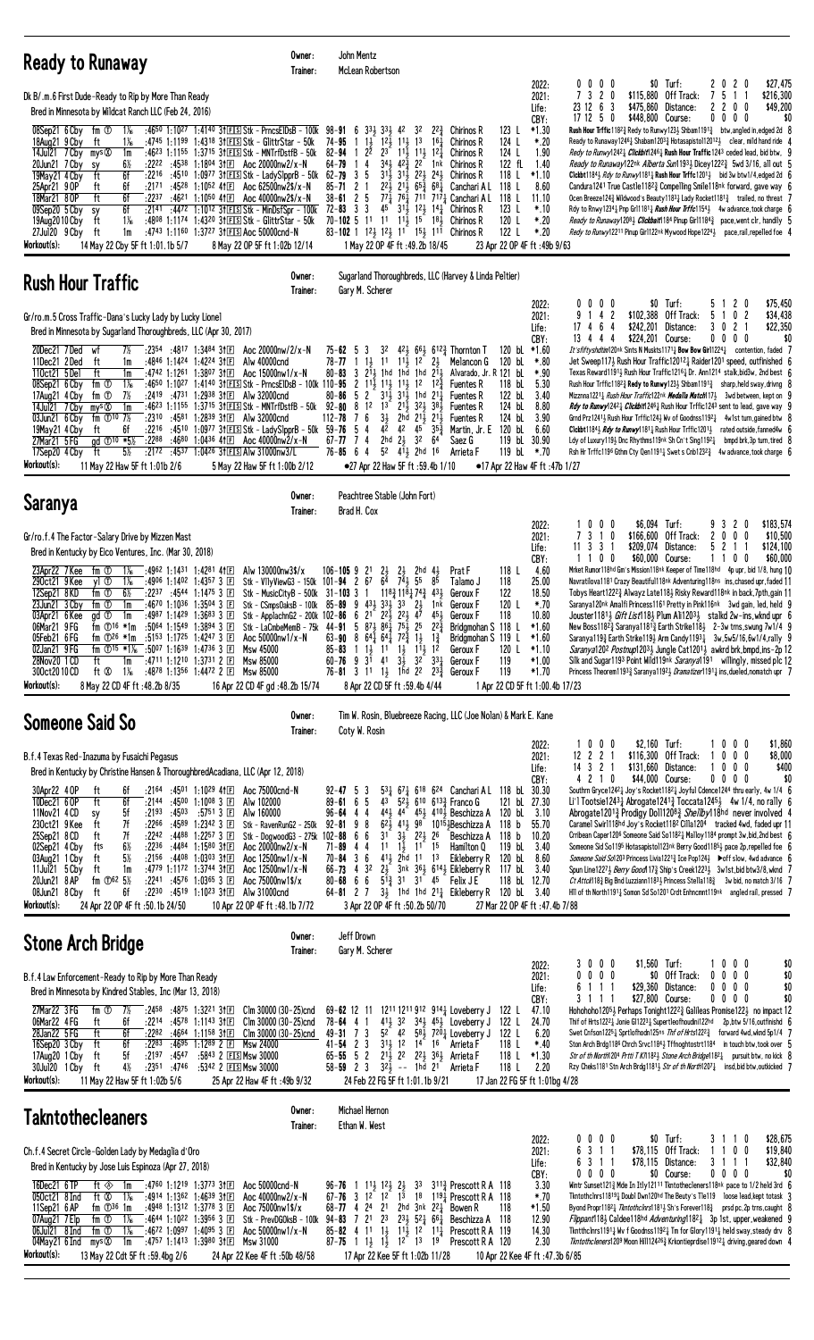## Ready to Runaway

Owner: John Mentz
Trainer: McLean Robertson

Dk B/.m.6 First Dude-Ready to Rip by More Than Ready
Bred in Minnesota by Wildcat Ranch LLC (Feb 24, 2016)

| | | | | | |
|---|---|---|---|---|---|
| 2022: | 0 0 0 0 | $0 | Turf: | 2 0 2 0 | $27,475 |
| 2021: | 7 3 2 0 | $115,880 | Off Track: | 7 5 1 1 | $216,300 |
| Life: | 23 12 6 3 | $475,860 | Distance: | 2 2 0 0 | $49,200 |
| CBY: | 17 12 5 0 | $448,800 | Course: | 0 0 0 0 | $0 |

```
08Sep21 6Cby fm ① 1⅛ :4650 1:1027 1:4140 3↑ⒻⓈ Stk - PrncsElDsB - 100k 98-91 6 3¾ 3¾ 42 32 22¾ Chirinos R 123 L *1.30 Rush Hour Trffic1182¾ Redy to Runwy123¾ Shbam1191¾ btw,angled in,edged 2d 8
18Aug21 9Cby ft 1⅛ :4745 1:1199 1:4318 3↑ⒻⓈ Stk - GlittrStar - 50k 74-95 1 1½ 12½ 11½ 13 16¼ Chirinos R 124 L *.20 Ready to Runaway1246¼ Shaban1203¾ Hotasapistol12012½ clear, mild hand ride 4
14Jul21 7Cby mys⊗ 1m :4623 1:1155 1:3715 3↑ⒻⓈ Stk - MNTrfDstfB - 50k 82-94 1 22 23 11½ 11½ 12¾ Chirinos R 124 L 1.90 Redy to Runwy1242¼ Clckbtt246¾ Rush Hour Trffic124¾ ceded lead, bid btw, 9
20Jun21 7Cby sy 6½ :2222 :4538 1:1804 3↑Ⓕ Aoc 20000nw2/x-N 64-79 1 4 34½ 42½ 22 1nk Chirinos R 122 fL 1.40 Ready to Runaway122nk Alberts Sun1193¾ Dicey122¾ 5wd 3/16, all out 5
19May21 4Cby ft 6f :2216 :4510 1:0977 3↑ⒻⓈ Stk - LadySlpprB - 50k 62-79 3 5 31½ 31½ 22½ 24¼ Chirinos R 118 L *1.10 Clckbt1184¼ Rdy to Runwy1181¼ Rush Hour Trffic1201½ bid 3w btw1/4,edged 2d 6
25Apr21 9OP ft 6f :2171 :4528 1:1052 4↑Ⓕ Aoc 62500nw2$/x-N 85-71 2 1 22½ 21½ 65¾ 68¼ Cancharí A L 118 L 8.60 Candura1241 True Castle1182¾ Compelling Smile118nk forward, gave way 6
18Mar21 8OP ft 6f :2237 :4621 1:1060 4↑Ⓕ Aoc 40000nw2$/x-N 38-61 2 5 77½ 76½ 711 717¼ Cancharí A L 118 L 11.10 Ocen Breeze124¾ Wildwood's Beauty1183¼ Lady Rocket1181¾ trailed, no threat 7
09Sep20 5Cby sy 6f :2141 :4472 1:1012 3↑ⒻⓈ Stk - MinDsfSpr - 100k 72-83 3 3 45 31½ 12½ 14¼ Chirinos R 123 L *.10 Rdy to Rnwy1234¼ Pmp Grl1181¾ Rush Hour Trffic1154¼ 4w advance,took charge 6
19Aug20 10Cby ft 1⅛ :4808 1:1174 1:4320 3↑ⒻⓈ Stk - GlittrStar - 50k 70-102 5 11 11 11½ 15 18¾ Chirinos R 120 L *.20 Ready to Runaway1208¾ Clckbtt1184 Pinup Girl1184¾ pace,went clr, handily 5
27Jul20 9Cby ft 1m :4743 1:1160 1:3727 3↑ⒻⓈ Aoc 50000cnd-N 83-102 1 12½ 12½ 11 15¾ 111 Chirinos R 122 L *.20 Redy to Runwy12211 Pinup Girl122nk Mywood Hope1224½ pace,rail,repelled foe 4
Workout(s): 14 May 22 Cby 5F ft 1:01.1b 5/7   8 May 22 OP 5F ft 1:02b 12/14   1 May 22 OP 4F ft :49.2b 18/45   23 Apr 22 OP 4F ft :49b 9/63
```

## Rush Hour Traffic

Owner: Sugarland Thoroughbreds, LLC (Harvey & Linda Peltier)
Trainer: Gary M. Scherer

Gr/ro.m.5 Cross Traffic-Dana's Lucky Lady by Lucky Lionel
Bred in Minnesota by Sugarland Thoroughbreds, LLC (Apr 30, 2017)

| | | | | | |
|---|---|---|---|---|---|
| 2022: | 0 0 0 0 | $0 | Turf: | 5 1 2 0 | $75,450 |
| 2021: | 9 1 4 2 | $102,388 | Off Track: | 5 1 0 2 | $34,438 |
| Life: | 17 4 6 4 | $242,201 | Distance: | 3 0 2 1 | $22,350 |
| CBY: | 13 4 4 4 | $224,201 | Course: | 0 0 0 0 | $0 |

```
20Dec21 7Ded wf 7½ :2354 :4817 1:3484 3↑Ⓕ Aoc 20000nw/2/x-N 75-62 5 3 32 42½ 66¼ 612¾ Thornton T 120 bL *1.60 It'sfiftyshdsfrn120nk Sits N Musks1171½ Bow Bow Gir1224½ contention, faded 7
11Dec21 2Ded ft 1m :4846 1:1424 1:4224 3↑Ⓕ Alw 40000cnd 78-77 1 1½ 11 11½ 12 2½ Melancon G 120 bL *.80 Jet Sweep117½ Rush Hour Traffic12012¼ Raider1201 speed, outfinished 6
11Oct21 5Del ft 1m :4742 1:1261 1:3807 3↑Ⓕ Aoc 15000nw1/x-N 80-83 3 21½ 1hd 1hd 21½ Alvarado, Jr. R 121 bL *.90 Texas Reward1191½ Rush Hour Traffic1216½ Dr. Ann1214 stalk,bid3w, 2nd best 6
08Sep21 6Cby fm ① 1⅛ :4650 1:1027 1:4140 3↑ⒻⓈ Stk - PrncsElDsB - 100k 110-95 2 11½ 11½ 11½ 12 12¾ Fuentes R 118 bL 5.30 Rush Hour Trffic1182¾ Redy to Runwy123¾ Shban1191¾ sharp,held sway,driving 8
17Aug21 4Cby fm ① 7½ :2419 :4731 1:2938 3↑Ⓕ Alw 32000cnd 80-86 5 2 31½ 31½ 1hd 21½ Fuentes R 122 bL 3.40 Mizznna1221½ Rush Hour Trffic122nk Medella Match117¾ 3wd between, kept on 9
14Jul21 7Cby mys⊗ 1m :4623 1:1155 1:3715 3↑ⒻⓈ Stk - MNTrfDstfB - 50k 92-80 8 12 13 21½ 32½ 39¼ Fuentes R 124 bL 8.80 Rdy to Runwy1242¼ Clckbtt246¾ Rush Hour Trffic124¾ sent to lead, gave way 9
03Jun21 6Cby fm ①10 7½ :2310 :4581 1:2839 3↑Ⓕ Alw 32000cnd 112-78 7 6 3½ 2hd 21½ 21½ Fuentes R 124 bL 3.90 Grnd Prz1241½ Rush Hour Trffic124½ Wv of Goodnss1192¾ 4w1st turn,gained btw 8
19May21 4Cby ft 6f :2216 :4510 1:0977 3↑ⒻⓈ Stk - LadySlpprB - 50k 59-76 5 4 42 42 45 35¾ Martin, Jr. E 120 bL 6.60 Clckbtt1184¼ Rdy to Runwy1181¼ Rush Hour Trffic1201½ rated outside,fanned4w 6
27Mar21 5FG gd ①10 *5½ :2288 :4680 1:0436 4↑Ⓕ Aoc 40000nw2/x-N 67-77 7 4 2hd 2½ 32 64 Saez G 119 bL 30.90 Ldy of Luxury119½ Dnc Rhythms119nk Sh Cn't Sing1192½ bmpd brk,3p turn,tired 8
17Sep20 4Cby ft 5½ :2172 :4537 1:0426 3↑ⒻⓈ Alw 31000nw3/L 76-85 6 4 52 41½ 2hd 16 Arrieta F 119 bL *.70 Rsh Hr Trffc1196 Gthm Cty Qen1191½ Swet s Cnb1232¾ 4w advance,took charge 6
Workout(s): 11 May 22 Haw 5F ft 1:01b 2/6   5 May 22 Haw 5F ft 1:00b 2/12   •27 Apr 22 Haw 5F ft :59.4b 1/10   •17 Apr 22 Haw 4F ft :47b 1/27
```

## Saranya

Owner: Peachtree Stable (John Fort)
Trainer: Brad H. Cox

Gr/ro.f.4 The Factor-Salary Drive by Mizzen Mast
Bred in Kentucky by Eico Ventures, Inc. (Mar 30, 2018)

| | | | | | |
|---|---|---|---|---|---|
| 2022: | 1 0 0 0 | $6,094 | Turf: | 9 3 2 0 | $183,574 |
| 2021: | 7 3 1 0 | $166,600 | Off Track: | 2 0 0 0 | $10,500 |
| Life: | 11 3 3 1 | $209,074 | Distance: | 5 2 1 1 | $124,100 |
| CBY: | 1 1 0 0 | $60,000 | Course: | 1 1 0 0 | $60,000 |

```
23Apr22 7Kee fm ① 1⅛ :4962 1:1431 1:4281 4↑Ⓕ Alw 130000nw3$/x 106-105 9 21 2½ 2½ 2hd 4½ Prat F 118 L 4.60 Mrket Rumor118hd Gm's Mission118nk Keeper of Time118hd 4p upr, bid 1/8, hung 10
29Oct21 9Kee yl ① 1⅛ :4906 1:1402 1:4357 3 Ⓕ Stk - VllyViewG3 - 150k 101-94 2 67 64 74½ 55 85 Talamo J 118 25.00 Navratilova1181 Crazy Beautiful118nk Adventuring118ns ins,chased upr,faded 11
12Sep21 8KD fm ① 6½ :2237 :4544 1:1475 3 Ⓕ Stk - MusicCityB - 500k 31-103 3 1 118¾ 118¾ 74¾ 43½ Geroux F 122 18.50 Tobys Heart1222¾ Alwayz Late118¾ Risky Reward118nk in back,7pth,gain 11
23Jun21 3Cby fm ① 1m :4670 1:1036 1:3504 3 Ⓕ Stk - CSmpsOaksB - 100k 85-89 9 43½ 33½ 33 2½ 1nk Geroux F 120 L *.70 Saranya120nk Amalfi Princess1161 Pretty in Pink116nk 3wd gain, led, held 9
03Apr21 6Kee gd ① 1m :4987 1:1429 1:3693 3 Ⓕ Stk - ApplachnG2 - 200k 102-86 6 21 22½ 22½ 47 45½ Geroux F 118 10.80 Jouster118½ Gift List118½ Plum All1203½ stalkd 2w-ins,wknd upr 6
06Mar21 9FG fm ①16 *1m :5064 1:1549 1:3894 3 Ⓕ Stk - LaCmbeMemB - 75k 44-91 5 87½ 86½ 75½ 25 22¼ Bridgmohan S 118 L *1.60 New Boss1182¼ Saranya1181¾ Earth Strike118½ 2-3w trns,swung 7w1/4 9
05Feb21 6FG fm ①26 *1m :5153 1:1725 1:4247 3 Ⓕ Aoc 50000nw1/x-N 63-90 8 64¾ 64¾ 72¾ 1½ 1½ Bridgmohan S 119 L *1.60 Saranya118¾ Earth Strike119½ Arm Candy1191¾ 3w,5w5/16,6w1/4,rally 9
02Jan21 9FG fm ①15 *1⅛ :5007 1:1639 1:4736 3 Ⓕ Msw 45000 85-83 1 1½ 11 1½ 11½ 12 Geroux F 120 L *1.10 Saranya1202 Postnup1203½ Jungle Cat1201½ swlrd brk,bmpd,ins-2p 12
28Nov20 1CD ft 1m :4711 1:1210 1:3731 2 Ⓕ Msw 85000 60-76 9 31 41 3½ 32 33¾ Geroux F 119 *1.00 Silk and Sugar119¾ Point Wild119nk Saranya1191 willingly, missed plc 12
30Oct20 10CD ft ⊗ 1⅛ :4878 1:1356 1:4472 2 Ⓕ Msw 85000 76-81 3 11 1½ 1hd 22 23¾ Geroux F 119 *1.70 Princess Theorem1193¾ Saranya1192¼ Dramatizer1191½ ins,dueled,nomatch upr 7
Workout(s): 8 May 22 CD 4F ft :48.2b 8/35   16 Apr 22 CD 4F gd :48.2b 15/74   8 Apr 22 CD 5F ft :59.4b 4/44   1 Apr 22 CD 5F ft 1:00.4b 17/23
```

## Someone Said So

Owner: Tim W. Rosin, Bluebreeze Racing, LLC (Joe Nolan) & Mark E. Kane
Trainer: Coty W. Rosin

B.f.4 Texas Red-Inazuma by Fusaichi Pegasus
Bred in Kentucky by Christine Hansen & ThoroughbredAcadiana, LLC (Apr 12, 2018)

| | | | | | |
|---|---|---|---|---|---|
| 2022: | 1 0 0 0 | $2,160 | Turf: | 1 0 0 0 | $1,860 |
| 2021: | 12 2 2 1 | $116,300 | Off Track: | 1 0 0 0 | $8,000 |
| Life: | 14 3 2 1 | $131,660 | Distance: | 1 0 0 0 | $400 |
| CBY: | 4 2 1 0 | $44,000 | Course: | 0 0 0 0 | $0 |

```
30Apr22 4OP ft 6f :2164 :4501 1:1029 4↑Ⓕ Aoc 75000cnd-N 92-47 5 3 53¼ 67¼ 618 624 Canchari A L 118 bL 30.30 Southrn Gryce1242½ Joy's Rocket1182½ Joyful Cdence1244 thru early, 4w 1/4 6
10Dec21 6OP ft 6f :2144 :4500 1:1068 3 Ⓕ Alw 102000 89-61 6 5 43 52½ 610 613¾ Franco G 121 bL 27.30 Li'l Tootsie1243¾ Abrogate1241½ Toccata1245½ 4w 1/4, no rally 6
11Nov21 4CD sy 5f :2193 :4503 :5751 3 Ⓕ Alw 160000 96-64 4 4 44½ 44 45¾ 410½ Beschizza A 120 bL 3.10 Abrogate1201¾ Prodigy Dol1120¾ Shelby118hd never involved 4
23Oct21 9Kee ft 7f :2266 :4589 1:2342 3 Ⓕ Stk - RavenRunG2 - 250k 92-81 9 8 62½ 41½ 98 1015½ Beschizza A 118 b 55.70 Caramel Swirl118hd Joy's Rocket1182 Cilla1204 tracked 4wd, faded upr 11
25Sep21 8CD ft 7f :2242 :4488 1:2257 3 Ⓕ Stk - DogwoodG3 - 275k 102-88 6 6 31 3½ 22½ 26 Beschizza A 118 b 10.20 Cribean Caper1206 Someone Said So1182½ Malloy1184 prompt 3w,bid,2nd best 6
02Sep21 4Cby fts 6½ :2236 :4484 1:1580 3↑Ⓕ Aoc 20000nw2/x-N 71-89 4 4 11 1½ 11 15 Hamilton Q 119 bL 3.40 Someone Sid So1195 Hotasapistol123nk Berry Good1185½ pace 2p,repelled foe 6
03Aug21 1Cby ft 5½ :2156 :4408 1:0333 3↑Ⓕ Aoc 12500nw1/x-N 70-84 3 6 41½ 2hd 31 13 Eikleberry R 120 bL 8.60 Someone Said So1203 Princess Livia1221½ Ice Pop124½ ▶off slow, 4wd advance 6
11Jul21 5Cby ft 1m :4779 1:1172 1:3744 3↑Ⓕ Aoc 12500nw1/x-N 66-73 4 32 2½ 3nk 36½ 614½ Eikleberry R 117 bL 3.40 Spun Line1227½ Berry Good117¾ Ship's Creek1223½ 3w1st,bid btw3/8,wknd 7
20Jun21 8AP fm ①62 5½ :2241 :4576 1:0365 3 Ⓕ Aoc 75000nw1$/x 80-68 6 6 51¾ 31 35 45 Felix J E 118 bL 12.70 Ct Attck118½ Big Bnd Luzziann1183½ Princess Stella118½ 3w bid, no match 3/16 7
08Jun21 8Cby ft 6f :2230 :4519 1:1023 3↑Ⓕ Alw 31000cnd 64-81 2 7 3½ 1hd 1hd 21¼ Eikleberry R 120 bL 3.40 Hll of th North1191¼ Somon Sd So1201 Crdt Enhncmnt119nk angled rail, pressed 7
Workout(s): 24 Apr 22 OP 4F ft :50.1b 24/50   10 Apr 22 OP 4F ft :48.1b 7/27   3 Apr 22 OP 4F ft :50.2b 50/70   27 Mar 22 OP 4F ft :47.4b 7/88
```

## Stone Arch Bridge

Owner: Jeff Drown
Trainer: Gary M. Scherer

B.f.4 Law Enforcement-Ready to Rip by More Than Ready
Bred in Minnesota by Kindred Stables, Inc (Mar 13, 2018)

| | | | | | |
|---|---|---|---|---|---|
| 2022: | 3 0 0 0 | $1,560 | Turf: | 1 0 0 0 | $0 |
| 2021: | 0 0 0 0 | $0 | Off Track: | 0 0 0 0 | $0 |
| Life: | 6 1 1 1 | $29,360 | Distance: | 0 0 0 0 | $0 |
| CBY: | 3 1 1 1 | $27,800 | Course: | 0 0 0 0 | $0 |

```
27Mar22 3FG fm ① 7½ :2458 :4875 1:3221 3↑Ⓕ Clm 30000 (30-25)cnd 69-62 12 11 1211 1211 912 914¼ Loveberry J 122 L 47.10 Hohohoho1205¾ Perhaps Tonight1222¾ Galileas Promise122¾ no impact 12
06Mar22 4FG ft 6f :2214 :4578 1:1143 3↑Ⓕ Clm 30000 (30-25)cnd 78-64 4 1 41½ 32 34½ 45½ Loveberry J 122 L 24.70 Thif of Hrts122¾ Jonie G1223¾ Supertleofhoudini122hd 2p,btw 5/16,outfinishd 6
28Jan22 5FG ft 6f :2282 :4664 1:1158 3↑Ⓕ Clm 30000 (30-25)cnd 49-31 7 3 52 42 58¾ 720¼ Loveberry J 122 L 6.20 Swet Cnfson1225½ Sprtlofhodn125nk Thf of Hrts1223¾ forward 4wd,wknd 5p1/4 7
16Sep20 3Cby ft 6f :2283 :4695 1:1289 2 Ⓕ Msw 24000 41-54 2 3 31½ 12 14 16 Arrieta F 118 L *.40 Ston Arch Brdg1186 Chrch Srvc1184¼ Tffnoghtostrr1184 in touch btw,took over 5
17Aug20 1Cby ft 5f :2197 :4547 :5843 2 ⒻⓈ Msw 30000 65-55 5 2 21½ 22 22½ 36½ Arrieta F 118 L *1.30 Str of th North1204 Prtti F'K1182¾ Stone Arch Bridge1182¾ pursuit btw, no kick 8
30Jul20 1Cby ft 4½ :2351 :4746 :5342 2 ⒻⓈ Msw 30000 58-59 2 3 32½ -- 1hd 21 Arrieta F 118 L 2.20 Rzy Cheks1181 Stn Arch Brdg1181½ Str of th North1207½ insd,bid btw,outkicked 7
Workout(s): 11 May 22 Haw 5F ft 1:02b 5/6   25 Apr 22 Haw 4F ft :49b 9/32   24 Feb 22 FG 5F ft 1:01.1b 9/21   17 Jan 22 FG 5F ft 1:01bg 4/28
```

## Takntothecleaners

Owner: Michael Hernon
Trainer: Ethan W. West

Ch.f.4 Secret Circle-Golden Lady by Medaglia d'Oro
Bred in Kentucky by Jose Luis Espinoza (Apr 27, 2018)

| | | | | | |
|---|---|---|---|---|---|
| 2022: | 0 0 0 0 | $0 | Turf: | 3 1 1 0 | $28,675 |
| 2021: | 6 3 1 1 | $78,115 | Off Track: | 1 1 0 0 | $19,840 |
| Life: | 6 3 1 1 | $78,115 | Distance: | 3 1 1 1 | $32,840 |
| CBY: | 0 0 0 0 | $0 | Course: | 0 0 0 0 | $0 |

```
18Dec21 6TP ft ⊗ 1m :4760 1:1219 1:3773 3↑Ⓕ Aoc 50000cnd-N 96-76 1 11½ 12½ 2½ 33 3113 Prescott R A 118 3.30 Wintr Sunset121¾ Mde In Itly12111 Tkntothecleners118nk pace to 1/2 held 3rd 6
05Oct21 8Ind ft ⊗ 1⅛ :4914 1:1362 1:4639 3↑Ⓕ Aoc 40000nw2/x-N 67-76 3 12 12 13 18 119¾ Prescott R A 118 *.70 TkntothcInrs11819¾ Doubl Dwn120hd The Beuty's Tle119 loose lead,kept totask 3
11Sep21 6AP fm ①36 1m :4948 1:1312 1:3778 3↑Ⓕ Aoc 75000nw1$/x 68-77 4 24 21 2hd 3nk 22¼ Bowen R 118 *1.50 Byond Propr1182¼ Tkntothclnrs1181½ Sh's Forever118¾ prsd pc,2p trns,caught 8
07Aug21 7Elp fm ① 1⅛ :4644 1:1022 1:3956 3↑Ⓕ Stk - PrevDGOksB - 100k 94-83 7 21 23 23½ 52¼ 66¾ Beschizza A 118 12.90 Flippant118½ Caldee118hd Adventuring118¾ 3p 1st, upper,weakened 9
06Jul21 8Ind fm ① 1⅛ :4672 1:0997 1:4095 3↑Ⓕ Aoc 50000nw1/x-N 85-82 4 11 1½ 11½ 12 11¼ Prescott R A 118 14.30 Tkntthcinrs1191¾ Wv f Goodnss1192½ Tm for Glory1191½ held sway,steady drv 8
04May21 6Ind mys⊗ 1m :4757 1:1413 1:3980 3↑Ⓕ Msw 31000 87-75 1 1½ 1½ 12 13 19 Prescott R A 120 2.30 Tkntothecleaners1209 Moon Hill124nk Krkontieprdise11912½ driving,geared down 4
Workout(s): 13 May 22 Cdt 5F ft :59.4bg 2/6   24 Apr 22 Kee 4F ft :50b 48/58   17 Apr 22 Kee 5F ft 1:02b 11/28   10 Apr 22 Kee 4F ft :47.3b 6/85
```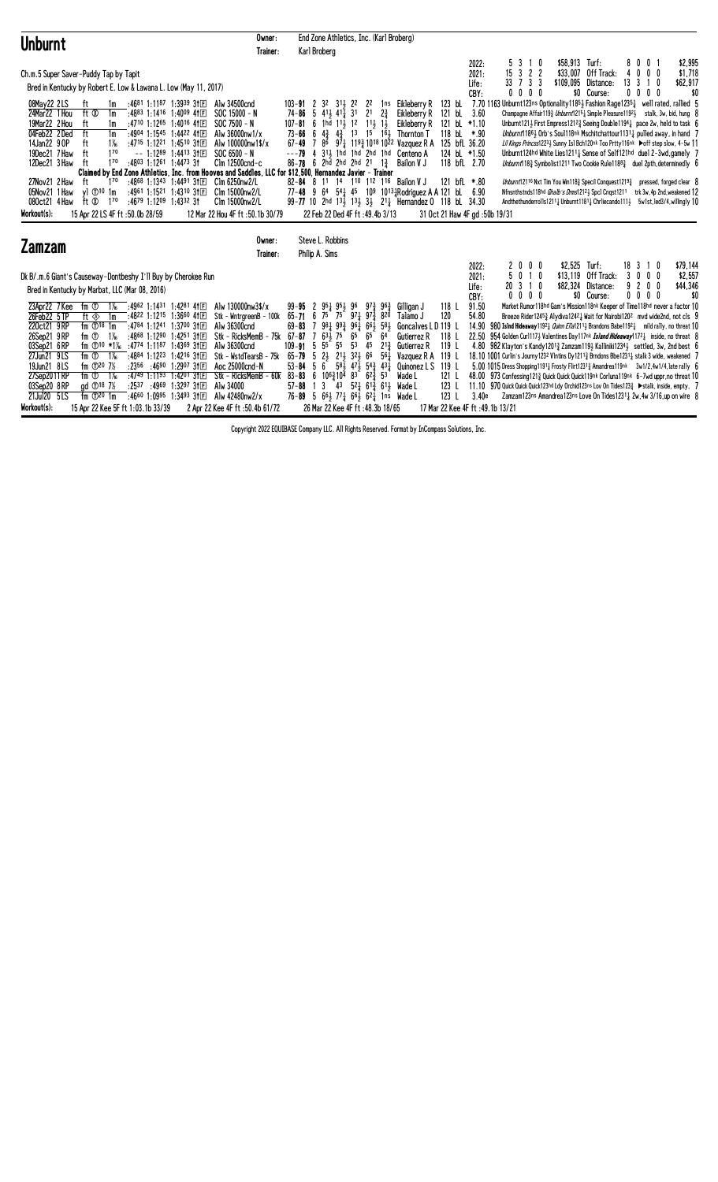## Unburnt

Owner: End Zone Athletics, Inc. (Karl Broberg)
Trainer: Karl Broberg

Ch.m.5 Super Saver-Puddy Tap by Tapit
Bred in Kentucky by Robert E. Low & Lawana L. Low (May 11, 2017)

| | | | | | | | | | |
|---|---|---|---|---|---|---|---|---|---|
| 2022: | 5 3 1 0 | $58,913 | Turf: | 8 0 0 1 | $2,995 |
| 2021: | 15 3 2 2 | $33,007 | Off Track: | 4 0 0 0 | $1,718 |
| Life: | 33 7 3 3 | $109,095 | Distance: | 13 3 1 0 | $62,917 |
| CBY: | 0 0 0 0 | $0 | Course: | 0 0 0 0 | $0 |

08May22 2LS ft 1m :46[81] 1:11[87] 1:39[39] 3↑F Alw 34500cnd 103-91 2 3² 3½ 2² 2² 1ns Eikleberry R 123 bL 7.70 1163 Unburnt123ns Optionality1185½ Fashion Rage1235¼ well rated, rallied 5
24Mar22 1Hou ft ⊗ 1m :48[83] 1:14[16] 1:40[09] 4↑F SOC 15000 - N 74-86 5 4¹½ 4¹½ 3¹ 2¹ 2¾ Eikleberry R 121 bL 3.60 Champagne Affair119¾ Unburnt1215¼ Simple Pleasure1192½ stalk, 3w, bid, hung 8
19Mar22 2Hou ft 1m :47[10] 1:12[65] 1:40[16] 4↑F SOC 7500 - N 107-81 6 1hd 1¹½ 1² 1¹½ 1½ Eikleberry R 121 bL *1.10 Unburnt121½ First Empress1212¾ Seeing Double1194¼ pace 2w, held to task 6
04Feb22 2Ded ft 1m :49[04] 1:15[45] 1:44[22] 4↑F Alw 36000nw1/x 73-66 6 4¾ 4¾ 1³ 1⁵ 1⁶½ Thornton T 118 bL *.90 Unburnt1186½ Orb's Soul118nk Mschitchattour1131¼ pulled away, in hand 7
14Jan22 9OP ft 1⅟₁₆ :47[15] 1:12[21] 1:45[10] 3↑F Alw 100000nw1$/x 67-49 7 8⁶ 9⁷½ 11⁹¾ 10¹⁸ 10²² Vazquez R A 125 bfL 36.20 Lil Kings Princss1223½ Sunny Isl Bch120nk Too Prtty116nk ▶off step slow, 4-5w 11
19Dec21 7Haw ft 1⁷⁰ -- 1:12[89] 1:44[13] 3↑F SOC 6500 - N ---79 4 3¹½ 1hd 1hd 2hd 1hd Centeno A 124 bL *1.50 Unburnt124hd White Lies1211¼ Sense of Self121hd duel 2-3wd,gamely 7
12Dec21 3Haw ft 1⁷⁰ :48[03] 1:12[61] 1:44[73] 3↑ Clm 12500cnd-c 86-78 6 2hd 2hd 2hd 2¹ 1¾ Bailon V J 118 bfL 2.70 Unburnt118¾ Symbolist1211 Two Cookie Rule1188¾ duel 2pth,determinedly 6
Claimed by End Zone Athletics, Inc. from Hooves and Saddles, LLC for $12,500, Hernandez Javier - Trainer
27Nov21 2Haw ft 1⁷⁰ :48[68] 1:13[43] 1:44[91] 3↑F Clm 6250nw2/L 82-84 8 11 1⁴ 1¹⁰ 1¹² 1¹⁶ Bailon V J 121 bfL *.80 Unburnt12116 Nxt Tim You Wn118½ Specil Conquest1219¾ pressed, forged clear 8
05Nov21 1Haw yl ⓣ¹⁰ 1m :49[61] 1:15[21] 1:43[10] 3↑F Clm 15000nw2/L 77-48 9 6⁴ 5⁴½ 4⁵ 10⁹ 10¹³¾Rodriguez A A 121 bL 6.90 Nfnsthstnds118hd Ghalb's Drms1212½ Spcl Cnqst1211 trk 3w,4p 2nd,weakened 12
08Oct21 4Haw ft ⊗ 1⁷⁰ :46[79] 1:12[09] 1:43[32] 3↑ Clm 15000nw2/L 99-77 10 2hd 1³½ 1³½ 3½ 2¹¼ Hernandez O 118 bL 34.30 Andthethunderrolls1211¼ Unburnt1181¼ Chrllecando111½ 5w1st,led3/4,willingly 10

Workout(s): 15 Apr 22 LS 4F ft :50.0b 28/59 12 Mar 22 Hou 4F ft :50.1b 30/79 22 Feb 22 Ded 4F ft :49.4b 3/13 31 Oct 21 Haw 4F gd :50b 19/31

## Zamzam

Owner: Steve L. Robbins
Trainer: Philip A. Sims

Dk B/.m.6 Giant's Causeway-Dontbeshy I'll Buy by Cherokee Run
Bred in Kentucky by Marbat, LLC (Mar 08, 2016)

| | | | | | | | | | |
|---|---|---|---|---|---|---|---|---|---|
| 2022: | 2 0 0 0 | $2,525 | Turf: | 18 3 1 0 | $79,144 |
| 2021: | 5 0 1 0 | $13,119 | Off Track: | 3 0 0 0 | $2,557 |
| Life: | 20 3 1 0 | $82,324 | Distance: | 9 2 0 0 | $44,346 |
| CBY: | 0 0 0 0 | $0 | Course: | 0 0 0 0 | $0 |

23Apr22 7Kee fm ⓣ 1⅛ :49[62] 1:14[31] 1:42[81] 4↑F Alw 130000nw3$/x 99-95 2 9⁵½ 9⁵½ 9⁶ 9⁷¾ 9⁶¾ Gilligan J 118 L 91.50 Market Rumor118hd Gam's Mission118nk Keeper of Time118hd never a factor 10
26Feb22 5TP ft ◈ 1m :48[22] 1:12[15] 1:36[60] 4↑F Stk - WntrgreenB - 100k 65-71 6 7⁵ 7⁵ 9⁷¼ 9⁷¾ 8²⁰ Talamo J 120 54.80 Breeze Rider1245½ Alydiva1242½ Wait for Nairobi120² mvd wide2nd, not cls 9
22Oct21 9RP fm ⓣ¹⁸ 1m :47[84] 1:12[41] 1:37[00] 3↑F Alw 36300cnd 69-83 7 9⁸½ 9⁹¾ 9⁶¼ 6⁶½ 5⁸½ Goncalves L D 119 L 14.90 980 Islnd Hideaway1192½ Quinn Ella121½ Brandons Babe1192¼ mild rally, no threat 10
26Sep21 9RP fm ⓣ 1⅛ :48[68] 1:12[90] 1:42[51] 3↑F Stk - RicksMemB - 75k 67-87 7 6³½ 7⁵ 6⁵ 6⁵ 6⁴ Gutierrez R 118 L 22.50 954 Golden Cur1117½ Valentines Day117nk Island Hideaway1172½ inside, no threat 8
03Sep21 6RP fm ⓣ¹⁰ *1⅟₁₆ :47[74] 1:11[87] 1:43[69] 3↑F Alw 36300cnd 109-91 5 5⁵ 5⁵ 5³ 4⁵ 2¹¾ Gutierrez R 119 L 4.80 982 Klayton's Kandy1201¾ Zamzam119¾ Kallinikl1234½ settled, 3w, 2nd best 6
27Jun21 9LS fm ⓣ 1⅛ :48[84] 1:12[23] 1:42[16] 3↑F Stk - WstdTearsB - 75k 65-79 5 2½ 2¹½ 3²½ 6⁶ 5⁶¼ Vazquez R A 119 L 18.10 1001 Curlin's Journy1232 Vlntins Dy1211½ Brndons Bbe1231½ stalk 3 wide, weakened 7
19Jun21 8LS fm ⓣ²⁰ 7½ :23[56] :46[90] 1:29[07] 3↑F Aoc 25000cnd-N 53-84 5 6 5⁸½ 4⁷½ 5⁴¾ 4³¼ Quinonez L S 119 L 5.00 1015 Dress Shopping1191¼ Frosty Flirt1231¾ Amandrea119nk 3w1/2,4w1/4,late rally 6
27Sep20 11RP fm ⓣ 1⅛ :47[49] 1:11[93] 1:42[01] 3↑F Stk - RicksMemB - 60k 83-83 6 10⁶½10⁴ 8³ 6²¾ 5³ Wade L 121 L 48.00 973 Confessing121¾ Quick Quick Quick119nk Corluna119nk 6-7wd uppr,no threat 10
03Sep20 8RP gd ⓣ¹⁸ 7½ :25[37] :49[69] 1:32[97] 3↑F Alw 34000 57-88 1 3 4³ 5²½ 6¹¾ 6¹½ Wade L 123 L 11.10 970 Quick Quick Quick123hd Ldy Orchid123ns Lov On Tides123¾ ▶stalk, inside, empty, 7
21Jul20 5LS fm ⓣ²⁰ 1m :46[60] 1:09[95] 1:34[93] 3↑F Alw 42480nw2/x 76-89 5 6⁶½ 7⁷½ 6⁶½ 6²¼ 1ns Wade L 123 L 3.40e Zamzam123ns Amandrea123ns Love On Tides1231¼ 2w,4w 3/16,up on wire 8

Workout(s): 15 Apr 22 Kee 5F ft 1:03.1b 33/39 2 Apr 22 Kee 4F ft :50.4b 61/72 26 Mar 22 Kee 4F ft :48.3b 18/65 17 Mar 22 Kee 4F ft :49.1b 13/21

Copyright 2022 EQUIBASE Company LLC. All Rights Reserved. Format by InCompass Solutions, Inc.